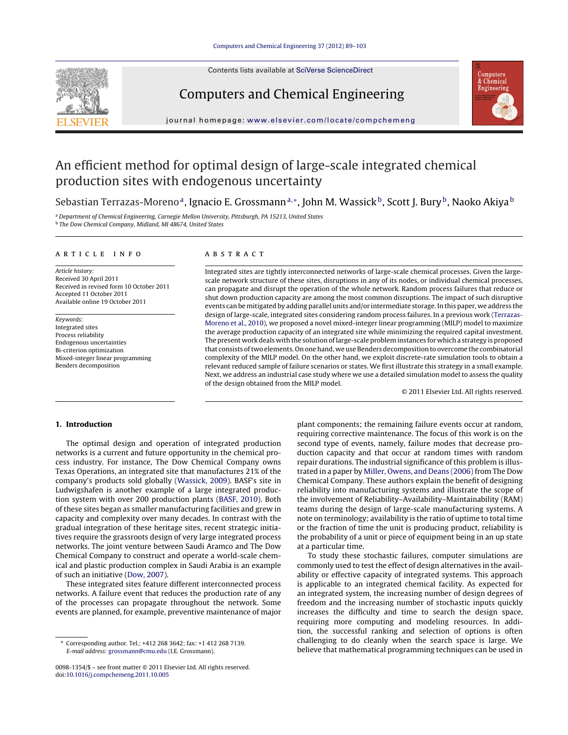# An efficient method for optimal design of large-scale integrated chemical production sites with endogenous uncertainty

Sebastian Terrazas-Moreno [a], Ignacio E. Grossmann [a,*], John M. Wassick [b], Scott J. Bury [b], Naoko Akiya [b]

[a] Department of Chemical Engineering, Carnegie Mellon University, Pittsburgh, PA 15213, United States
[b] The Dow Chemical Company, Midland, MI 48674, United States

## ARTICLE INFO

*Article history:*
Received 30 April 2011
Received in revised form 10 October 2011
Accepted 11 October 2011
Available online 19 October 2011

*Keywords:*
Integrated sites
Process reliability
Endogenous uncertainties
Bi-criterion optimization
Mixed-integer linear programming
Benders decomposition

## ABSTRACT

Integrated sites are tightly interconnected networks of large-scale chemical processes. Given the large-scale network structure of these sites, disruptions in any of its nodes, or individual chemical processes, can propagate and disrupt the operation of the whole network. Random process failures that reduce or shut down production capacity are among the most common disruptions. The impact of such disruptive events can be mitigated by adding parallel units and/or intermediate storage. In this paper, we address the design of large-scale, integrated sites considering random process failures. In a previous work (Terrazas-Moreno et al., 2010), we proposed a novel mixed-integer linear programming (MILP) model to maximize the average production capacity of an integrated site while minimizing the required capital investment. The present work deals with the solution of large-scale problem instances for which a strategy is proposed that consists of two elements. On one hand, we use Benders decomposition to overcome the combinatorial complexity of the MILP model. On the other hand, we exploit discrete-rate simulation tools to obtain a relevant reduced sample of failure scenarios or states. We first illustrate this strategy in a small example. Next, we address an industrial case study where we use a detailed simulation model to assess the quality of the design obtained from the MILP model.

© 2011 Elsevier Ltd. All rights reserved.

## 1. Introduction

The optimal design and operation of integrated production networks is a current and future opportunity in the chemical process industry. For instance, The Dow Chemical Company owns Texas Operations, an integrated site that manufactures 21% of the company's products sold globally (Wassick, 2009). BASF's site in Ludwigshafen is another example of a large integrated production system with over 200 production plants (BASF, 2010). Both of these sites began as smaller manufacturing facilities and grew in capacity and complexity over many decades. In contrast with the gradual integration of these heritage sites, recent strategic initiatives require the grassroots design of very large integrated process networks. The joint venture between Saudi Aramco and The Dow Chemical Company to construct and operate a world-scale chemical and plastic production complex in Saudi Arabia is an example of such an initiative (Dow, 2007).

These integrated sites feature different interconnected process networks. A failure event that reduces the production rate of any of the processes can propagate throughout the network. Some events are planned, for example, preventive maintenance of major plant components; the remaining failure events occur at random, requiring corrective maintenance. The focus of this work is on the second type of events, namely, failure modes that decrease production capacity and that occur at random times with random repair durations. The industrial significance of this problem is illustrated in a paper by Miller, Owens, and Deans (2006) from The Dow Chemical Company. These authors explain the benefit of designing reliability into manufacturing systems and illustrate the scope of the involvement of Reliability–Availability–Maintainability (RAM) teams during the design of large-scale manufacturing systems. A note on terminology; availability is the ratio of uptime to total time or the fraction of time the unit is producing product, reliability is the probability of a unit or piece of equipment being in an up state at a particular time.

To study these stochastic failures, computer simulations are commonly used to test the effect of design alternatives in the availability or effective capacity of integrated systems. This approach is applicable to an integrated chemical facility. As expected for an integrated system, the increasing number of design degrees of freedom and the increasing number of stochastic inputs quickly increases the difficulty and time to search the design space, requiring more computing and modeling resources. In addition, the successful ranking and selection of options is often challenging to do cleanly when the search space is large. We believe that mathematical programming techniques can be used in

\* Corresponding author. Tel.: +412 268 3642; fax: +1 412 268 7139.
*E-mail address:* grossmann@cmu.edu (I.E. Grossmann).

0098-1354/$ – see front matter © 2011 Elsevier Ltd. All rights reserved.
doi:10.1016/j.compchemeng.2011.10.005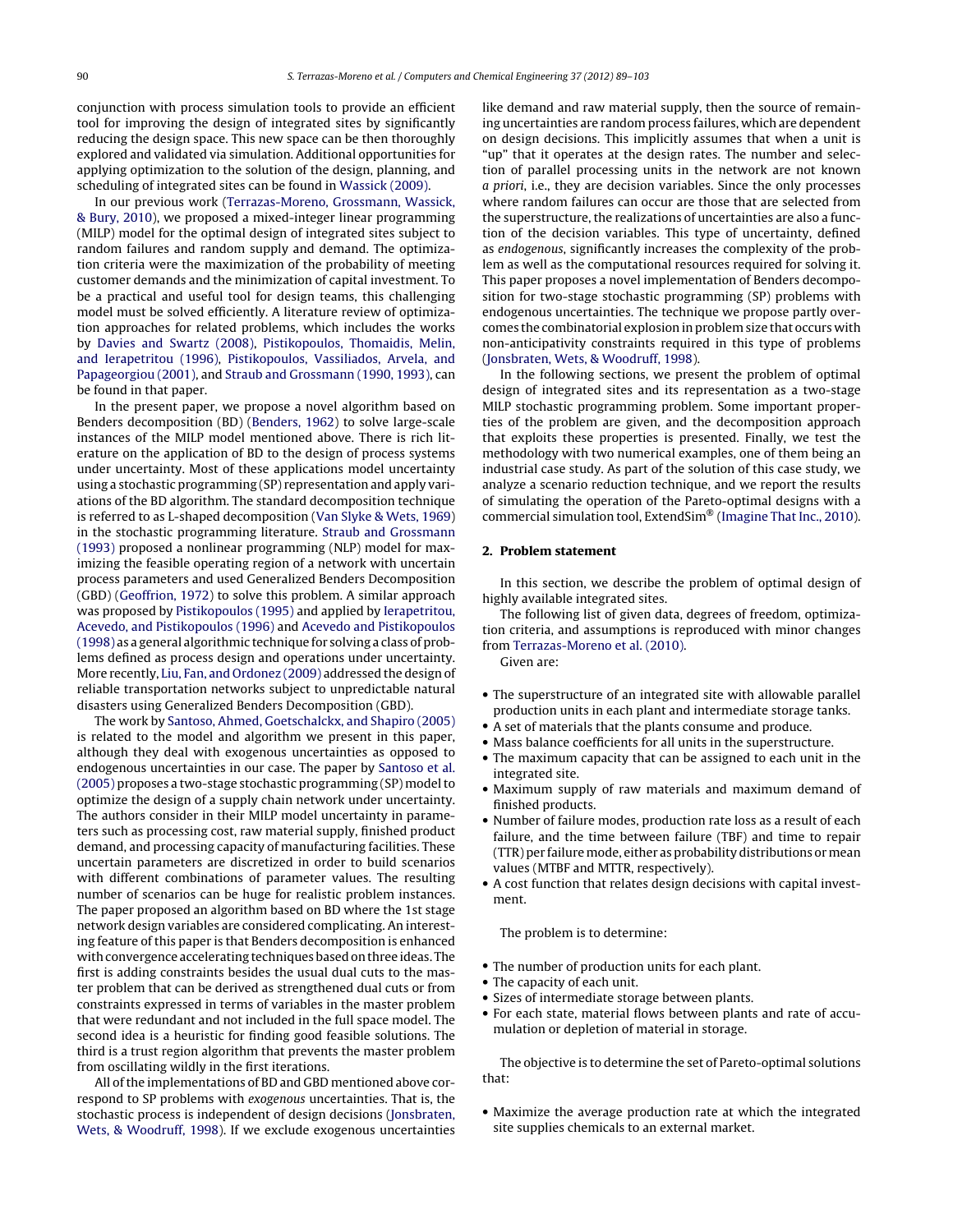conjunction with process simulation tools to provide an efficient tool for improving the design of integrated sites by significantly reducing the design space. This new space can be then thoroughly explored and validated via simulation. Additional opportunities for applying optimization to the solution of the design, planning, and scheduling of integrated sites can be found in Wassick (2009).

In our previous work (Terrazas-Moreno, Grossmann, Wassick, & Bury, 2010), we proposed a mixed-integer linear programming (MILP) model for the optimal design of integrated sites subject to random failures and random supply and demand. The optimization criteria were the maximization of the probability of meeting customer demands and the minimization of capital investment. To be a practical and useful tool for design teams, this challenging model must be solved efficiently. A literature review of optimization approaches for related problems, which includes the works by Davies and Swartz (2008), Pistikopoulos, Thomaidis, Melin, and Ierapetritou (1996), Pistikopoulos, Vassiliados, Arvela, and Papageorgiou (2001), and Straub and Grossmann (1990, 1993), can be found in that paper.

In the present paper, we propose a novel algorithm based on Benders decomposition (BD) (Benders, 1962) to solve large-scale instances of the MILP model mentioned above. There is rich literature on the application of BD to the design of process systems under uncertainty. Most of these applications model uncertainty using a stochastic programming (SP) representation and apply variations of the BD algorithm. The standard decomposition technique is referred to as L-shaped decomposition (Van Slyke & Wets, 1969) in the stochastic programming literature. Straub and Grossmann (1993) proposed a nonlinear programming (NLP) model for maximizing the feasible operating region of a network with uncertain process parameters and used Generalized Benders Decomposition (GBD) (Geoffrion, 1972) to solve this problem. A similar approach was proposed by Pistikopoulos (1995) and applied by Ierapetritou, Acevedo, and Pistikopoulos (1996) and Acevedo and Pistikopoulos (1998) as a general algorithmic technique for solving a class of problems defined as process design and operations under uncertainty. More recently, Liu, Fan, and Ordonez (2009) addressed the design of reliable transportation networks subject to unpredictable natural disasters using Generalized Benders Decomposition (GBD).

The work by Santoso, Ahmed, Goetschalckx, and Shapiro (2005) is related to the model and algorithm we present in this paper, although they deal with exogenous uncertainties as opposed to endogenous uncertainties in our case. The paper by Santoso et al. (2005) proposes a two-stage stochastic programming (SP) model to optimize the design of a supply chain network under uncertainty. The authors consider in their MILP model uncertainty in parameters such as processing cost, raw material supply, finished product demand, and processing capacity of manufacturing facilities. These uncertain parameters are discretized in order to build scenarios with different combinations of parameter values. The resulting number of scenarios can be huge for realistic problem instances. The paper proposed an algorithm based on BD where the 1st stage network design variables are considered complicating. An interesting feature of this paper is that Benders decomposition is enhanced with convergence accelerating techniques based on three ideas. The first is adding constraints besides the usual dual cuts to the master problem that can be derived as strengthened dual cuts or from constraints expressed in terms of variables in the master problem that were redundant and not included in the full space model. The second idea is a heuristic for finding good feasible solutions. The third is a trust region algorithm that prevents the master problem from oscillating wildly in the first iterations.

All of the implementations of BD and GBD mentioned above correspond to SP problems with *exogenous* uncertainties. That is, the stochastic process is independent of design decisions (Jonsbraten, Wets, & Woodruff, 1998). If we exclude exogenous uncertainties like demand and raw material supply, then the source of remaining uncertainties are random process failures, which are dependent on design decisions. This implicitly assumes that when a unit is "up" that it operates at the design rates. The number and selection of parallel processing units in the network are not known *a priori*, i.e., they are decision variables. Since the only processes where random failures can occur are those that are selected from the superstructure, the realizations of uncertainties are also a function of the decision variables. This type of uncertainty, defined as *endogenous*, significantly increases the complexity of the problem as well as the computational resources required for solving it. This paper proposes a novel implementation of Benders decomposition for two-stage stochastic programming (SP) problems with endogenous uncertainties. The technique we propose partly overcomes the combinatorial explosion in problem size that occurs with non-anticipativity constraints required in this type of problems (Jonsbraten, Wets, & Woodruff, 1998).

In the following sections, we present the problem of optimal design of integrated sites and its representation as a two-stage MILP stochastic programming problem. Some important properties of the problem are given, and the decomposition approach that exploits these properties is presented. Finally, we test the methodology with two numerical examples, one of them being an industrial case study. As part of the solution of this case study, we analyze a scenario reduction technique, and we report the results of simulating the operation of the Pareto-optimal designs with a commercial simulation tool, ExtendSim® (Imagine That Inc., 2010).

## 2. Problem statement

In this section, we describe the problem of optimal design of highly available integrated sites.

The following list of given data, degrees of freedom, optimization criteria, and assumptions is reproduced with minor changes from Terrazas-Moreno et al. (2010).

Given are:

- The superstructure of an integrated site with allowable parallel production units in each plant and intermediate storage tanks.
- A set of materials that the plants consume and produce.
- Mass balance coefficients for all units in the superstructure.
- The maximum capacity that can be assigned to each unit in the integrated site.
- Maximum supply of raw materials and maximum demand of finished products.
- Number of failure modes, production rate loss as a result of each failure, and the time between failure (TBF) and time to repair (TTR) per failure mode, either as probability distributions or mean values (MTBF and MTTR, respectively).
- A cost function that relates design decisions with capital investment.

The problem is to determine:

- The number of production units for each plant.
- The capacity of each unit.
- Sizes of intermediate storage between plants.
- For each state, material flows between plants and rate of accumulation or depletion of material in storage.

The objective is to determine the set of Pareto-optimal solutions that:

- Maximize the average production rate at which the integrated site supplies chemicals to an external market.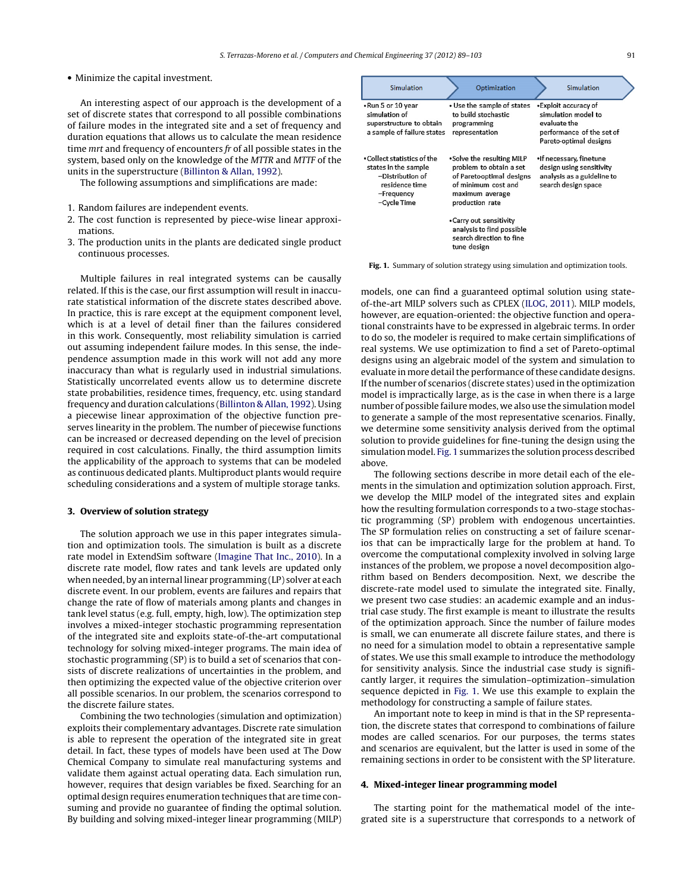- Minimize the capital investment.

An interesting aspect of our approach is the development of a set of discrete states that correspond to all possible combinations of failure modes in the integrated site and a set of frequency and duration equations that allows us to calculate the mean residence time *mrt* and frequency of encounters *fr* of all possible states in the system, based only on the knowledge of the *MTTR* and *MTTF* of the units in the superstructure (Billinton & Allan, 1992).

The following assumptions and simplifications are made:

1. Random failures are independent events.
2. The cost function is represented by piece-wise linear approximations.
3. The production units in the plants are dedicated single product continuous processes.

Multiple failures in real integrated systems can be causally related. If this is the case, our first assumption will result in inaccurate statistical information of the discrete states described above. In practice, this is rare except at the equipment component level, which is at a level of detail finer than the failures considered in this work. Consequently, most reliability simulation is carried out assuming independent failure modes. In this sense, the independence assumption made in this work will not add any more inaccuracy than what is regularly used in industrial simulations. Statistically uncorrelated events allow us to determine discrete state probabilities, residence times, frequency, etc. using standard frequency and duration calculations (Billinton & Allan, 1992). Using a piecewise linear approximation of the objective function preserves linearity in the problem. The number of piecewise functions can be increased or decreased depending on the level of precision required in cost calculations. Finally, the third assumption limits the applicability of the approach to systems that can be modeled as continuous dedicated plants. Multiproduct plants would require scheduling considerations and a system of multiple storage tanks.

## 3. Overview of solution strategy

The solution approach we use in this paper integrates simulation and optimization tools. The simulation is built as a discrete rate model in ExtendSim software (Imagine That Inc., 2010). In a discrete rate model, flow rates and tank levels are updated only when needed, by an internal linear programming (LP) solver at each discrete event. In our problem, events are failures and repairs that change the rate of flow of materials among plants and changes in tank level status (e.g. full, empty, high, low). The optimization step involves a mixed-integer stochastic programming representation of the integrated site and exploits state-of-the-art computational technology for solving mixed-integer programs. The main idea of stochastic programming (SP) is to build a set of scenarios that consists of discrete realizations of uncertainties in the problem, and then optimizing the expected value of the objective criterion over all possible scenarios. In our problem, the scenarios correspond to the discrete failure states.

Combining the two technologies (simulation and optimization) exploits their complementary advantages. Discrete rate simulation is able to represent the operation of the integrated site in great detail. In fact, these types of models have been used at The Dow Chemical Company to simulate real manufacturing systems and validate them against actual operating data. Each simulation run, however, requires that design variables be fixed. Searching for an optimal design requires enumeration techniques that are time consuming and provide no guarantee of finding the optimal solution. By building and solving mixed-integer linear programming (MILP) models, one can find a guaranteed optimal solution using state-of-the-art MILP solvers such as CPLEX (ILOG, 2011). MILP models, however, are equation-oriented: the objective function and operational constraints have to be expressed in algebraic terms. In order to do so, the modeler is required to make certain simplifications of real systems. We use optimization to find a set of Pareto-optimal designs using an algebraic model of the system and simulation to evaluate in more detail the performance of these candidate designs. If the number of scenarios (discrete states) used in the optimization model is impractically large, as is the case in when there is a large number of possible failure modes, we also use the simulation model to generate a sample of the most representative scenarios. Finally, we determine some sensitivity analysis derived from the optimal solution to provide guidelines for fine-tuning the design using the simulation model. Fig. 1 summarizes the solution process described above.

Simulation

- Run 5 or 10 year simulation of superstructure to obtain a sample of failure states
- Collect statistics of the states in the sample
  - Distribution of residence time
  - Frequency
  - Cycle Time

Optimization

- Use the sample of states to build stochastic programming representation
- Solve the resulting MILP problem to obtain a set of Paretooptimal designs of minimum cost and maximum average production rate
- Carry out sensitivity analysis to find possible search direction to fine tune design

Simulation

- Exploit accuracy of simulation model to evaluate the performance of the set of Pareto-optimal designs
- If necessary, finetune design using sensitivity analysis as a guideline to search design space

**Fig. 1.** Summary of solution strategy using simulation and optimization tools.

The following sections describe in more detail each of the elements in the simulation and optimization solution approach. First, we develop the MILP model of the integrated sites and explain how the resulting formulation corresponds to a two-stage stochastic programming (SP) problem with endogenous uncertainties. The SP formulation relies on constructing a set of failure scenarios that can be impractically large for the problem at hand. To overcome the computational complexity involved in solving large instances of the problem, we propose a novel decomposition algorithm based on Benders decomposition. Next, we describe the discrete-rate model used to simulate the integrated site. Finally, we present two case studies: an academic example and an industrial case study. The first example is meant to illustrate the results of the optimization approach. Since the number of failure modes is small, we can enumerate all discrete failure states, and there is no need for a simulation model to obtain a representative sample of states. We use this small example to introduce the methodology for sensitivity analysis. Since the industrial case study is significantly larger, it requires the simulation–optimization–simulation sequence depicted in Fig. 1. We use this example to explain the methodology for constructing a sample of failure states.

An important note to keep in mind is that in the SP representation, the discrete states that correspond to combinations of failure modes are called scenarios. For our purposes, the terms states and scenarios are equivalent, but the latter is used in some of the remaining sections in order to be consistent with the SP literature.

## 4. Mixed-integer linear programming model

The starting point for the mathematical model of the integrated site is a superstructure that corresponds to a network of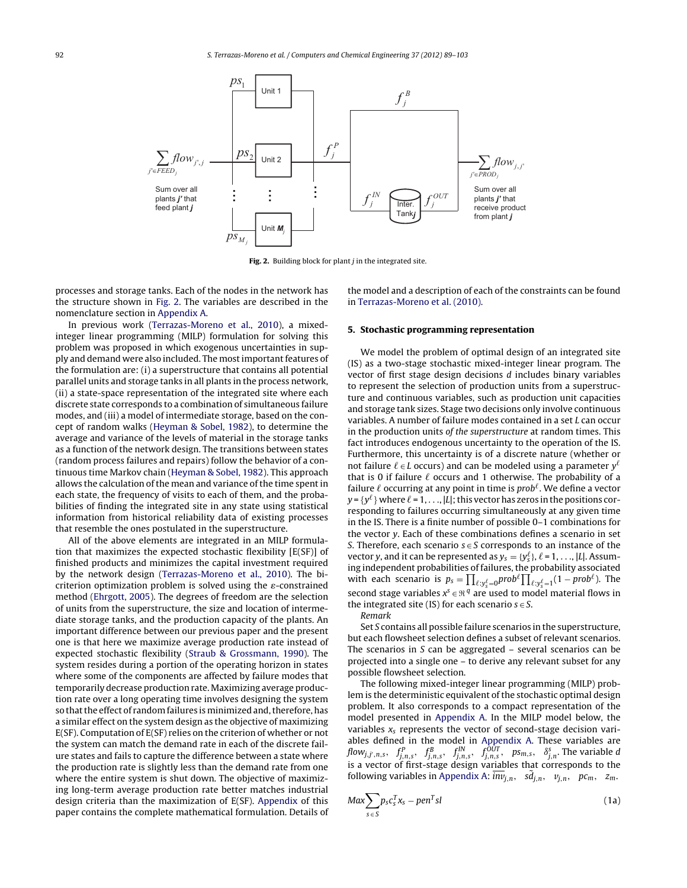Fig. 2. Building block for plant $j$ in the integrated site.

processes and storage tanks. Each of the nodes in the network has the structure shown in Fig. 2. The variables are described in the nomenclature section in Appendix A.

In previous work (Terrazas-Moreno et al., 2010), a mixed-integer linear programming (MILP) formulation for solving this problem was proposed in which exogenous uncertainties in supply and demand were also included. The most important features of the formulation are: (i) a superstructure that contains all potential parallel units and storage tanks in all plants in the process network, (ii) a state-space representation of the integrated site where each discrete state corresponds to a combination of simultaneous failure modes, and (iii) a model of intermediate storage, based on the concept of random walks (Heyman & Sobel, 1982), to determine the average and variance of the levels of material in the storage tanks as a function of the network design. The transitions between states (random process failures and repairs) follow the behavior of a continuous time Markov chain (Heyman & Sobel, 1982). This approach allows the calculation of the mean and variance of the time spent in each state, the frequency of visits to each of them, and the probabilities of finding the integrated site in any state using statistical information from historical reliability data of existing processes that resemble the ones postulated in the superstructure.

All of the above elements are integrated in an MILP formulation that maximizes the expected stochastic flexibility [E(SF)] of finished products and minimizes the capital investment required by the network design (Terrazas-Moreno et al., 2010). The bi-criterion optimization problem is solved using the $\varepsilon$-constrained method (Ehrgott, 2005). The degrees of freedom are the selection of units from the superstructure, the size and location of intermediate storage tanks, and the production capacity of the plants. An important difference between our previous paper and the present one is that here we maximize average production rate instead of expected stochastic flexibility (Straub & Grossmann, 1990). The system resides during a portion of the operating horizon in states where some of the components are affected by failure modes that temporarily decrease production rate. Maximizing average production rate over a long operating time involves designing the system so that the effect of random failures is minimized and, therefore, has a similar effect on the system design as the objective of maximizing E(SF). Computation of E(SF) relies on the criterion of whether or not the system can match the demand rate in each of the discrete failure states and fails to capture the difference between a state where the production rate is slightly less than the demand rate from one where the entire system is shut down. The objective of maximizing long-term average production rate better matches industrial design criteria than the maximization of E(SF). Appendix of this paper contains the complete mathematical formulation. Details of the model and a description of each of the constraints can be found in Terrazas-Moreno et al. (2010).

## 5. Stochastic programming representation

We model the problem of optimal design of an integrated site (IS) as a two-stage stochastic mixed-integer linear program. The vector of first stage design decisions $d$ includes binary variables to represent the selection of production units from a superstructure and continuous variables, such as production unit capacities and storage tank sizes. Stage two decisions only involve continuous variables. A number of failure modes contained in a set $L$ can occur in the production units *of the superstructure* at random times. This fact introduces endogenous uncertainty to the operation of the IS. Furthermore, this uncertainty is of a discrete nature (whether or not failure $\ell \in L$ occurs) and can be modeled using a parameter $y^\ell$ that is 0 if failure $\ell$ occurs and 1 otherwise. The probability of a failure $\ell$ occurring at any point in time is $prob^\ell$. We define a vector $y = \{y^\ell\}$ where $\ell = 1, \ldots, |L|$; this vector has zeros in the positions corresponding to failures occurring simultaneously at any given time in the IS. There is a finite number of possible 0–1 combinations for the vector $y$. Each of these combinations defines a scenario in set $S$. Therefore, each scenario $s \in S$ corresponds to an instance of the vector $y$, and it can be represented as $y_s = \{y_s^\ell\}$, $\ell = 1, \ldots, |L|$. Assuming independent probabilities of failures, the probability associated with each scenario is $p_s = \prod_{\ell:y_s^\ell=0} prob^\ell \prod_{\ell:y_s^\ell=1} (1 - prob^\ell)$. The second stage variables $x^s \in \Re^q$ are used to model material flows in the integrated site (IS) for each scenario $s \in S$.

*Remark*

Set $S$ contains all possible failure scenarios in the superstructure, but each flowsheet selection defines a subset of relevant scenarios. The scenarios in $S$ can be aggregated – several scenarios can be projected into a single one – to derive any relevant subset for any possible flowsheet selection.

The following mixed-integer linear programming (MILP) problem is the deterministic equivalent of the stochastic optimal design problem. It also corresponds to a compact representation of the model presented in Appendix A. In the MILP model below, the variables $x_s$ represents the vector of second-stage decision variables defined in the model in Appendix A. These variables are $flow_{j,j',n,s}$, $f_{j,n,s}^P$, $f_{j,n,s}^B$, $f_{j,n,s}^{IN}$, $f_{j,n,s}^{OUT}$, $ps_{m,s}$, $\delta_{j,n}^s$. The variable $d$ is a vector of first-stage design variables that corresponds to the following variables in Appendix A: $\overline{inv}_{j,n}$, $\tilde{sd}_{j,n}$, $v_{j,n}$, $pc_m$, $z_m$.

$$Max \sum_{s \in S} p_s c_s^T x_s - pen^T sl \tag{1a}$$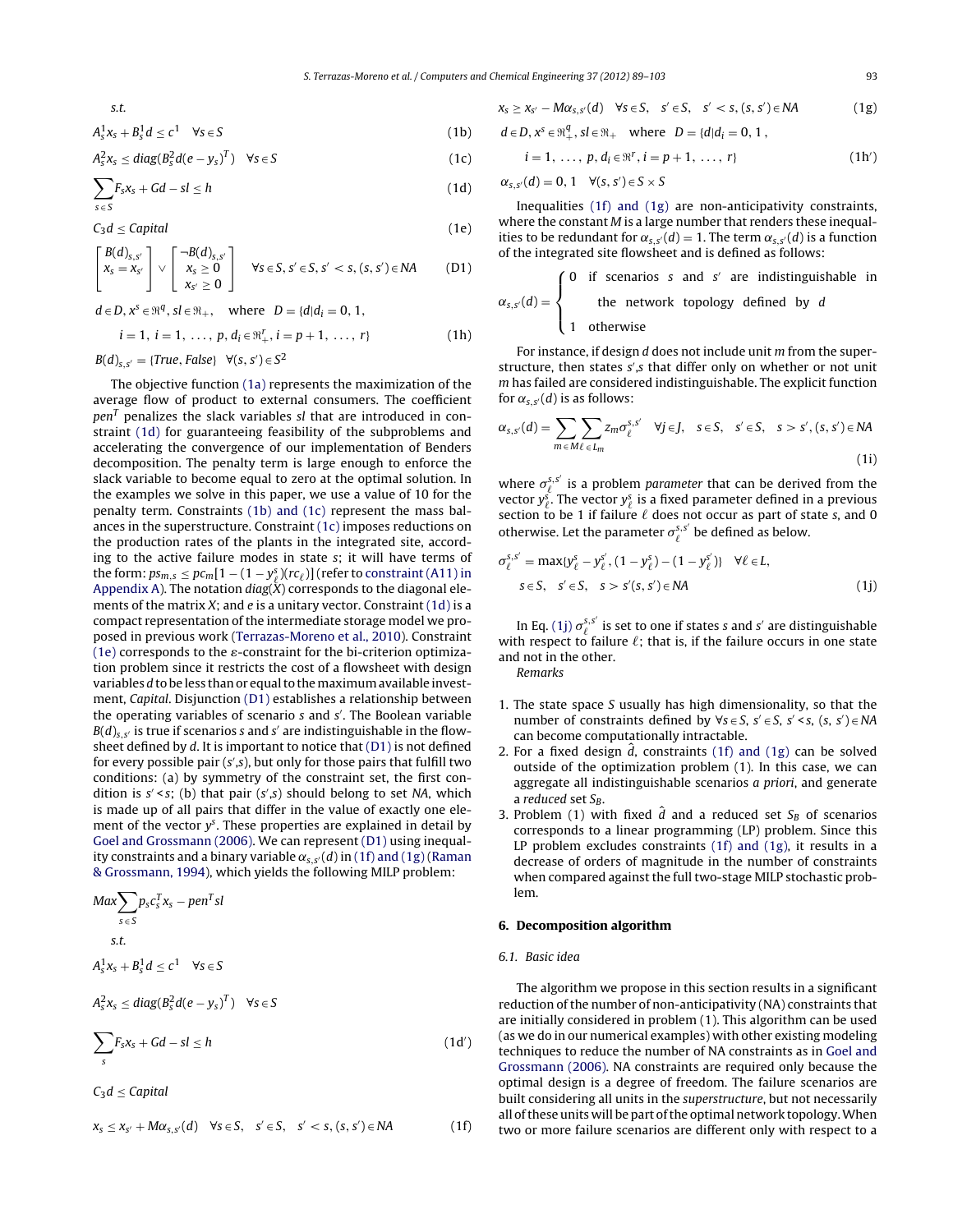s.t.

$$A_s^1 x_s + B_s^1 d \le c^1 \quad \forall s \in S \tag{1b}$$

$$A_s^2 x_s \le diag(B_s^2 d(e - y_s)^T) \quad \forall s \in S \tag{1c}$$

$$\sum_{s \in S} F_s x_s + Gd - sl \le h \tag{1d}$$

$$C_3 d \le Capital \tag{1e}$$

$$\begin{bmatrix} B(d)_{s,s'} \\ x_s = x_{s'} \end{bmatrix} \vee \begin{bmatrix} \neg B(d)_{s,s'} \\ x_s \ge 0 \\ x_{s'} \ge 0 \end{bmatrix} \quad \forall s \in S, s' \in S, s' < s, (s, s') \in NA \tag{D1}$$

$$d \in D, x^s \in \Re^q, sl \in \Re_+, \quad \text{where } D = \{d | d_i = 0, 1, \; i = 1, \; i = 1, \ldots, p, d_i \in \Re_+^r, i = p + 1, \ldots, r\} \tag{1h}$$

$$B(d)_{s,s'} = \{True, False\} \quad \forall (s, s') \in S^2$$

The objective function (1a) represents the maximization of the average flow of product to external consumers. The coefficient $pen^T$ penalizes the slack variables $sl$ that are introduced in constraint (1d) for guaranteeing feasibility of the subproblems and accelerating the convergence of our implementation of Benders decomposition. The penalty term is large enough to enforce the slack variable to become equal to zero at the optimal solution. In the examples we solve in this paper, we use a value of 10 for the penalty term. Constraints (1b) and (1c) represent the mass balances in the superstructure. Constraint (1c) imposes reductions on the production rates of the plants in the integrated site, according to the active failure modes in state $s$; it will have terms of the form: $ps_{m,s} \le pc_m[1 - (1 - y_\ell^s)(rc_\ell)]$ (refer to constraint (A11) in Appendix A). The notation $diag(X)$ corresponds to the diagonal elements of the matrix $X$; and $e$ is a unitary vector. Constraint (1d) is a compact representation of the intermediate storage model we proposed in previous work (Terrazas-Moreno et al., 2010). Constraint (1e) corresponds to the $\varepsilon$-constraint for the bi-criterion optimization problem since it restricts the cost of a flowsheet with design variables $d$ to be less than or equal to the maximum available investment, *Capital*. Disjunction (D1) establishes a relationship between the operating variables of scenario $s$ and $s'$. The Boolean variable $B(d)_{s,s'}$ is true if scenarios $s$ and $s'$ are indistinguishable in the flowsheet defined by $d$. It is important to notice that (D1) is not defined for every possible pair $(s',s)$, but only for those pairs that fulfill two conditions: (a) by symmetry of the constraint set, the first condition is $s' < s$; (b) that pair $(s',s)$ should belong to set $NA$, which is made up of all pairs that differ in the value of exactly one element of the vector $y^s$. These properties are explained in detail by Goel and Grossmann (2006). We can represent (D1) using inequality constraints and a binary variable $\alpha_{s,s'}(d)$ in (1f) and (1g) (Raman & Grossmann, 1994), which yields the following MILP problem:

$$Max \sum_{s \in S} p_s c_s^T x_s - pen^T sl$$

s.t.

$$A_s^1 x_s + B_s^1 d \le c^1 \quad \forall s \in S$$

$$A_s^2 x_s \le diag(B_s^2 d(e - y_s)^T) \quad \forall s \in S$$

$$\sum_s F_s x_s + Gd - sl \le h \tag{1d'}$$

$$C_3 d \le Capital$$

$$x_s \le x_{s'} + M\alpha_{s,s'}(d) \quad \forall s \in S, \quad s' \in S, \quad s' < s, (s, s') \in NA \tag{1f}$$

$$x_s \ge x_{s'} - M\alpha_{s,s'}(d) \quad \forall s \in S, \quad s' \in S, \quad s' < s, (s, s') \in NA \tag{1g}$$

$$d \in D, x^s \in \Re_+^q, sl \in \Re_+ \quad \text{where } D = \{d | d_i = 0, 1, \; i = 1, \ldots, p, d_i \in \Re^r, i = p + 1, \ldots, r\} \tag{1h'}$$

$$\alpha_{s,s'}(d) = 0, 1 \quad \forall (s, s') \in S \times S$$

Inequalities (1f) and (1g) are non-anticipativity constraints, where the constant $M$ is a large number that renders these inequalities to be redundant for $\alpha_{s,s'}(d) = 1$. The term $\alpha_{s,s'}(d)$ is a function of the integrated site flowsheet and is defined as follows:

$$\alpha_{s,s'}(d) = \begin{cases} 0 & \text{if scenarios } s \text{ and } s' \text{ are indistinguishable in the network topology defined by } d \\ 1 & \text{otherwise} \end{cases}$$

For instance, if design $d$ does not include unit $m$ from the superstructure, then states $s',s$ that differ only on whether or not unit $m$ has failed are considered indistinguishable. The explicit function for $\alpha_{s,s'}(d)$ is as follows:

$$\alpha_{s,s'}(d) = \sum_{m \in M} \sum_{\ell \in L_m} z_m \sigma_\ell^{s,s'} \quad \forall j \in J, \quad s \in S, \quad s' \in S, \quad s > s', (s, s') \in NA \tag{1i}$$

where $\sigma_\ell^{s,s'}$ is a problem *parameter* that can be derived from the vector $y_\ell^s$. The vector $y_\ell^s$ is a fixed parameter defined in a previous section to be 1 if failure $\ell$ does not occur as part of state $s$, and 0 otherwise. Let the parameter $\sigma_\ell^{s,s'}$ be defined as below.

$$\sigma_\ell^{s,s'} = \max\{y_\ell^s - y_\ell^{s'}, (1 - y_\ell^s) - (1 - y_\ell^{s'})\} \quad \forall \ell \in L, \quad s \in S, \quad s' \in S, \quad s > s'(s, s') \in NA \tag{1j}$$

In Eq. (1j) $\sigma_\ell^{s,s'}$ is set to one if states $s$ and $s'$ are distinguishable with respect to failure $\ell$; that is, if the failure occurs in one state and not in the other.

*Remarks*

1. The state space $S$ usually has high dimensionality, so that the number of constraints defined by $\forall s \in S, s' \in S, s' < s, (s, s') \in NA$ can become computationally intractable.
2. For a fixed design $\hat{d}$, constraints (1f) and (1g) can be solved outside of the optimization problem (1). In this case, we can aggregate all indistinguishable scenarios *a priori*, and generate a *reduced* set $S_B$.
3. Problem (1) with fixed $\hat{d}$ and a reduced set $S_B$ of scenarios corresponds to a linear programming (LP) problem. Since this LP problem excludes constraints (1f) and (1g), it results in a decrease of orders of magnitude in the number of constraints when compared against the full two-stage MILP stochastic problem.

## 6. Decomposition algorithm

### 6.1. Basic idea

The algorithm we propose in this section results in a significant reduction of the number of non-anticipativity (NA) constraints that are initially considered in problem (1). This algorithm can be used (as we do in our numerical examples) with other existing modeling techniques to reduce the number of NA constraints as in Goel and Grossmann (2006). NA constraints are required only because the optimal design is a degree of freedom. The failure scenarios are built considering all units in the *superstructure*, but not necessarily all of these units will be part of the optimal network topology. When two or more failure scenarios are different only with respect to a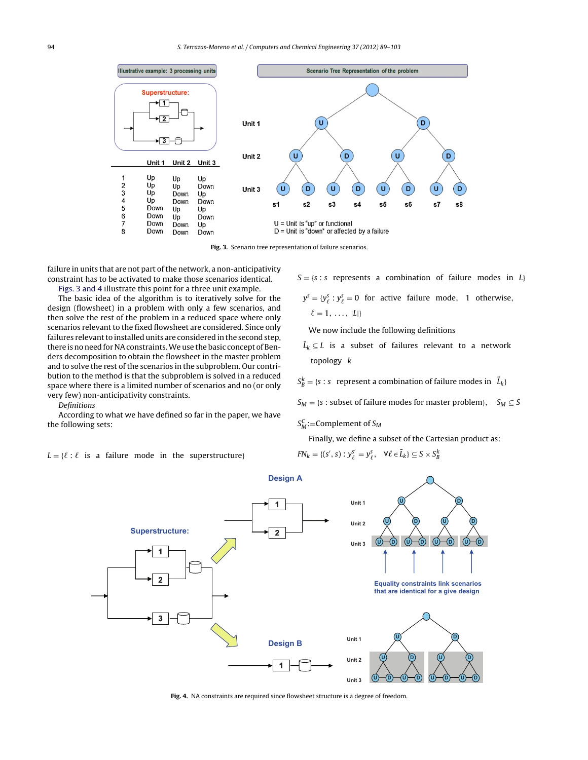Fig. 3. Scenario tree representation of failure scenarios.

failure in units that are not part of the network, a non-anticipativity constraint has to be activated to make those scenarios identical.

Figs. 3 and 4 illustrate this point for a three unit example.

The basic idea of the algorithm is to iteratively solve for the design (flowsheet) in a problem with only a few scenarios, and then solve the rest of the problem in a reduced space where only scenarios relevant to the fixed flowsheet are considered. Since only failures relevant to installed units are considered in the second step, there is no need for NA constraints. We use the basic concept of Benders decomposition to obtain the flowsheet in the master problem and to solve the rest of the scenarios in the subproblem. Our contribution to the method is that the subproblem is solved in a reduced space where there is a limited number of scenarios and no (or only very few) non-anticipativity constraints.

*Definitions*

According to what we have defined so far in the paper, we have the following sets:

$L = \{\ell : \ell \text{ is a failure mode in the superstructure}\}$

$S = \{s : s \text{ represents a combination of failure modes in } L\}$

$y^s = \{y^s_\ell : y^s_\ell = 0 \text{ for active failure mode, } 1 \text{ otherwise}, \ \ell = 1, \ldots, |L|\}$

We now include the following definitions

$\bar{L}_k \subseteq L$ is a subset of failures relevant to a network topology $k$

$S^k_B = \{s : s \text{ represent a combination of failure modes in } \bar{L}_k\}$

$S_M = \{s : \text{subset of failure modes for master problem}\}, \quad S_M \subseteq S$

$S^C_M$:=Complement of $S_M$

Finally, we define a subset of the Cartesian product as:

$FN_k = \{(s', s) : y^{s'}_\ell = y^s_\ell, \quad \forall \ell \in \bar{L}_k\} \subseteq S \times S^k_B$

Fig. 4. NA constraints are required since flowsheet structure is a degree of freedom.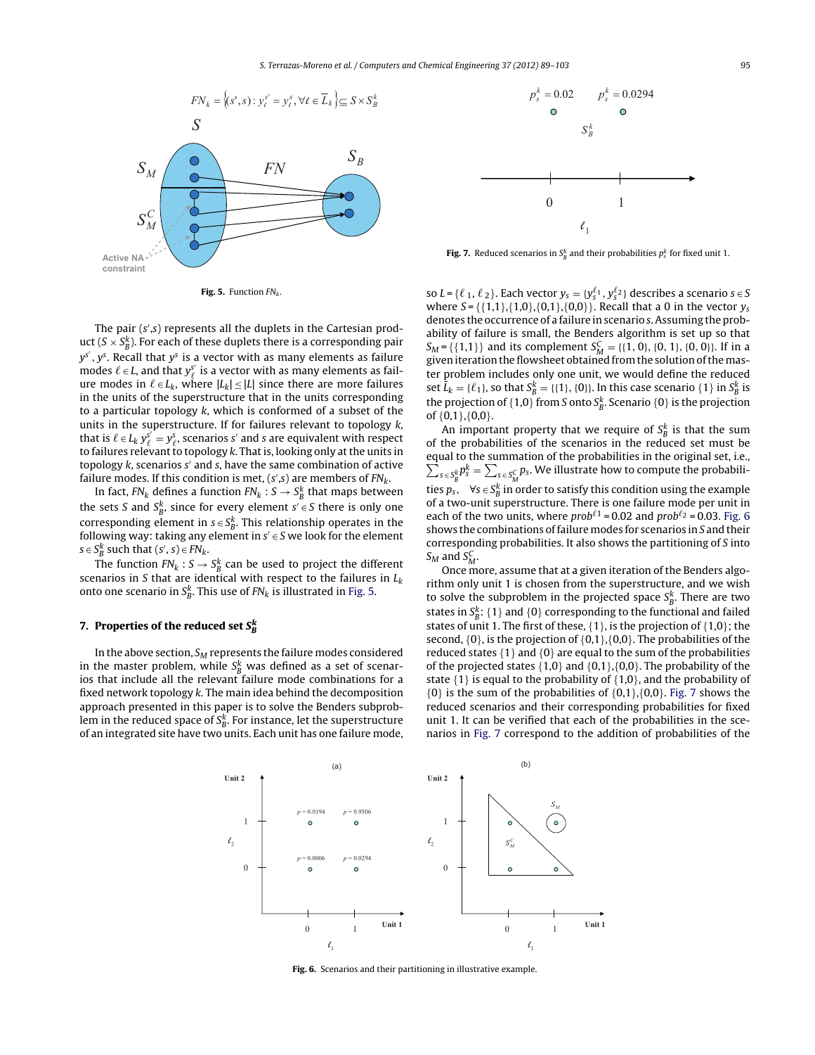$$FN_k = \left\{(s', s) : y_\ell^{s'} = y_\ell^s, \forall \ell \in \bar{L}_k\right\} \subseteq S \times S_B^k$$

**Fig. 5.** Function $FN_k$.

The pair $(s',s)$ represents all the duplets in the Cartesian product $(S \times S_B^k)$. For each of these duplets there is a corresponding pair $y^{s'}, y^s$. Recall that $y^s$ is a vector with as many elements as failure modes $\ell \in L$, and that $y_\ell^{s'}$ is a vector with as many elements as failure modes in $\ell \in L_k$, where $|L_k| \leq |L|$ since there are more failures in the units of the superstructure that in the units corresponding to a particular topology $k$, which is conformed of a subset of the units in the superstructure. If for failures relevant to topology $k$, that is $\ell \in L_k$ $y_\ell^{s'} = y_\ell^s$, scenarios $s'$ and $s$ are equivalent with respect to failures relevant to topology $k$. That is, looking only at the units in topology $k$, scenarios $s'$ and $s$, have the same combination of active failure modes. If this condition is met, $(s',s)$ are members of $FN_k$.

In fact, $FN_k$ defines a function $FN_k : S \rightarrow S_B^k$ that maps between the sets $S$ and $S_B^k$, since for every element $s' \in S$ there is only one corresponding element in $s \in S_B^k$. This relationship operates in the following way: taking any element in $s' \in S$ we look for the element $s \in S_B^k$ such that $(s',s) \in FN_k$.

The function $FN_k : S \rightarrow S_B^k$ can be used to project the different scenarios in $S$ that are identical with respect to the failures in $L_k$ onto one scenario in $S_B^k$. This use of $FN_k$ is illustrated in Fig. 5.

## 7. Properties of the reduced set $S_B^k$

In the above section, $S_M$ represents the failure modes considered in the master problem, while $S_B^k$ was defined as a set of scenarios that include all the relevant failure mode combinations for a fixed network topology $k$. The main idea behind the decomposition approach presented in this paper is to solve the Benders subproblem in the reduced space of $S_B^k$. For instance, let the superstructure of an integrated site have two units. Each unit has one failure mode, so $L = \{\ell_1, \ell_2\}$. Each vector $y_s = \{y_s^{\ell_1}, y_s^{\ell_2}\}$ describes a scenario $s \in S$ where $S = \{\{1,1\},\{1,0\},\{0,1\},\{0,0\}\}$. Recall that a 0 in the vector $y_s$ denotes the occurrence of a failure in scenario $s$. Assuming the probability of failure is small, the Benders algorithm is set up so that $S_M = \{\{1,1\}\}$ and its complement $S_M^C = \{\{1,0\},\{0,1\},\{0,0\}\}$. If in a given iteration the flowsheet obtained from the solution of the master problem includes only one unit, we would define the reduced set $\bar{L}_k = \{\ell_1\}$, so that $S_B^k = \{\{1\},\{0\}\}$. In this case scenario $\{1\}$ in $S_B^k$ is the projection of $\{1,0\}$ from $S$ onto $S_B^k$. Scenario $\{0\}$ is the projection of $\{0,1\},\{0,0\}$.

An important property that we require of $S_B^k$ is that the sum of the probabilities of the scenarios in the reduced set must be equal to the summation of the probabilities in the original set, i.e., $\sum_{s \in S_B^k} p_s^k = \sum_{s \in S_M^C} p_s$. We illustrate how to compute the probabilities $p_s$, $\forall s \in S_B^k$ in order to satisfy this condition using the example of a two-unit superstructure. There is one failure mode per unit in each of the two units, where $prob^{\ell 1} = 0.02$ and $prob^{\ell_2} = 0.03$. Fig. 6 shows the combinations of failure modes for scenarios in $S$ and their corresponding probabilities. It also shows the partitioning of $S$ into $S_M$ and $S_M^C$.

Once more, assume that at a given iteration of the Benders algorithm only unit 1 is chosen from the superstructure, and we wish to solve the subproblem in the projected space $S_B^k$. There are two states in $S_B^k$: $\{1\}$ and $\{0\}$ corresponding to the functional and failed states of unit 1. The first of these, $\{1\}$, is the projection of $\{1,0\}$; the second, $\{0\}$, is the projection of $\{0,1\},\{0,0\}$. The probabilities of the reduced states $\{1\}$ and $\{0\}$ are equal to the sum of the probabilities of the projected states $\{1,0\}$ and $\{0,1\},\{0,0\}$. The probability of the state $\{1\}$ is equal to the probability of $\{1,0\}$, and the probability of $\{0\}$ is the sum of the probabilities of $\{0,1\},\{0,0\}$. Fig. 7 shows the reduced scenarios and their corresponding probabilities for fixed unit 1. It can be verified that each of the probabilities in the scenarios in Fig. 7 correspond to the addition of probabilities of the

**Fig. 7.** Reduced scenarios in $S_B^k$ and their probabilities $p_s^k$ for fixed unit 1.

**Fig. 6.** Scenarios and their partitioning in illustrative example.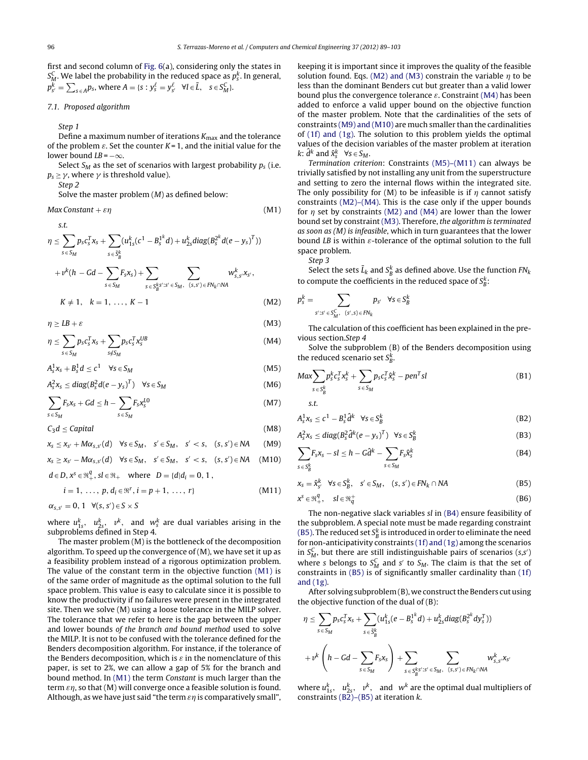first and second column of Fig. 6(a), considering only the states in $S_M^C$. We label the probability in the reduced space as $p_{s'}^k$. In general, $p_{s'}^k = \sum_{s \in A} p_s$, where $A = \{s : y_s^\ell = y_{s'}^\ell \quad \forall l \in \bar{L}, \quad s \in S_M^C\}$.

### 7.1. Proposed algorithm

*Step 1*

Define a maximum number of iterations $K_{\max}$ and the tolerance of the problem $\varepsilon$. Set the counter $K = 1$, and the initial value for the lower bound $LB = -\infty$.

Select $S_M$ as the set of scenarios with largest probability $p_s$ (i.e. $p_s \geq \gamma$, where $\gamma$ is threshold value).

*Step 2*

Solve the master problem (M) as defined below:

$$Max\, Constant + \varepsilon\eta \tag{M1}$$

s.t.

$$\eta \leq \sum_{s \in S_M} p_s c_s^T x_s + \sum_{s \in \bar{S}_B^k} (u_{1s}^k (c^1 - B_s^{1^k} d) + u_{2s}^k diag(B_s^{2^k} d(e - y_s)^T))$$
$$+ v^k (h - Gd - \sum_{s \in S_M} F_s x_s) + \sum_{s \in S_B^k s' : s' \in S_M,} \sum_{(s,s') \in FN_k \cap NA} w_{s,s'}^k x_{s'},$$
$$K \neq 1, \quad k = 1, \ldots, K-1 \tag{M2}$$

$$\eta \geq LB + \varepsilon \tag{M3}$$

$$\eta \leq \sum_{s \in S_M} p_s c_s^T x_s + \sum_{s \notin S_M} p_s c_s^T x_s^{UB} \tag{M4}$$

$$A_s^1 x_s + B_s^1 d \leq c^1 \quad \forall s \in S_M \tag{M5}$$

$$A_s^2 x_s \leq diag(B_s^2 d(e - y_s)^T) \quad \forall s \in S_M \tag{M6}$$

$$\sum_{s \in S_M} F_s x_s + Gd \leq h - \sum_{s \in S_M} F_s x_s^{L0} \tag{M7}$$

$$C_3 d \leq Capital \tag{M8}$$

$$x_s \leq x_{s'} + M\alpha_{s,s'}(d) \quad \forall s \in S_M, \quad s' \in S_M, \quad s' < s, \quad (s,s') \in NA \tag{M9}$$

$$x_s \geq x_{s'} - M\alpha_{s,s'}(d) \quad \forall s \in S_M, \quad s' \in S_M, \quad s' < s, \quad (s,s') \in NA \tag{M10}$$

$$d \in D, x^s \in \Re_+^q, sl \in \Re_+ \quad \text{where} \quad D = \{d | d_i = 0, 1,$$
$$i = 1, \ldots, p, d_i \in \Re^r, i = p+1, \ldots, r\} \tag{M11}$$

$$\alpha_{s,s'} = 0, 1 \quad \forall (s,s') \in S \times S$$

where $u_{1s}^k$, $u_{2s}^k$, $v^k$, and $w_s^k$ are dual variables arising in the subproblems defined in Step 4.

The master problem (M) is the bottleneck of the decomposition algorithm. To speed up the convergence of (M), we have set it up as a feasibility problem instead of a rigorous optimization problem. The value of the constant term in the objective function (M1) is of the same order of magnitude as the optimal solution to the full space problem. This value is easy to calculate since it is possible to know the productivity if no failures were present in the integrated site. Then we solve (M) using a loose tolerance in the MILP solver. The tolerance that we refer to here is the gap between the upper and lower bounds *of the branch and bound method* used to solve the MILP. It is not to be confused with the tolerance defined for the Benders decomposition algorithm. For instance, if the tolerance of the Benders decomposition, which is $\varepsilon$ in the nomenclature of this paper, is set to 2%, we can allow a gap of 5% for the branch and bound method. In (M1) the term *Constant* is much larger than the term $\varepsilon\eta$, so that (M) will converge once a feasible solution is found. Although, as we have just said "the term $\varepsilon\eta$ is comparatively small", keeping it is important since it improves the quality of the feasible solution found. Eqs. (M2) and (M3) constrain the variable $\eta$ to be less than the dominant Benders cut but greater than a valid lower bound plus the convergence tolerance $\varepsilon$. Constraint (M4) has been added to enforce a valid upper bound on the objective function of the master problem. Note that the cardinalities of the sets of constraints (M9) and (M10) are much smaller than the cardinalities of (1f) and (1g). The solution to this problem yields the optimal values of the decision variables of the master problem at iteration $k$: $\hat{d}^k$ and $\hat{x}_s^k \quad \forall s \in S_M$.

*Termination criterion*: Constraints (M5)–(M11) can always be trivially satisfied by not installing any unit from the superstructure and setting to zero the internal flows within the integrated site. The only possibility for (M) to be infeasible is if $\eta$ cannot satisfy constraints (M2)–(M4). This is the case only if the upper bounds for $\eta$ set by constraints (M2) and (M4) are lower than the lower bound set by constraint (M3). Therefore, *the algorithm is terminated as soon as (M) is infeasible*, which in turn guarantees that the lower bound $LB$ is within $\varepsilon$-tolerance of the optimal solution to the full space problem.

*Step 3*

Select the sets $\bar{L}_k$ and $S_B^k$ as defined above. Use the function $FN_k$ to compute the coefficients in the reduced space of $S_B^k$:

$$p_s^k = \sum_{s' : s' \in S_M^C, \quad (s',s) \in FN_k} p_{s'} \quad \forall s \in S_B^k$$

The calculation of this coefficient has been explained in the previous section.

*Step 4*

Solve the subproblem (B) of the Benders decomposition using the reduced scenario set $S_B^k$.

$$Max \sum_{s \in S_B^k} p_s^k c_s^T x_s^k + \sum_{s \in S_M} p_s c_s^T \hat{x}_s^k - pen^T sl \tag{B1}$$

s.t.

$$A_s^1 x_s \leq c^1 - B_s^1 \hat{d}^k \quad \forall s \in S_B^k \tag{B2}$$

$$A_s^2 x_s \leq diag(B_s^2 \hat{d}^k (e - y_s)^T) \quad \forall s \in S_B^k \tag{B3}$$

$$\sum_{s \in S_B^k} F_s x_s - sl \leq h - G\hat{d}^k - \sum_{s \in S_M} F_s \hat{x}_s^k \tag{B4}$$

$$x_s = \hat{x}_{s'}^k \quad \forall s \in S_B^k, \quad s' \in S_M, \quad (s,s') \in FN_k \cap NA \tag{B5}$$

$$x^s \in \Re_+^q, \quad sl \in \Re_q^+ \tag{B6}$$

The non-negative slack variables $sl$ in (B4) ensure feasibility of the subproblem. A special note must be made regarding constraint (B5). The reduced set $S_B^k$ is introduced in order to eliminate the need for non-anticipativity constraints (1f) and (1g) among the scenarios in $S_M^C$, but there are still indistinguishable pairs of scenarios $(s,s')$ where $s$ belongs to $S_M^C$ and $s'$ to $S_M$. The claim is that the set of constraints in (B5) is of significantly smaller cardinality than (1f) and (1g).

After solving subproblem (B), we construct the Benders cut using the objective function of the dual of (B):

$$\eta \leq \sum_{s \in S_M} p_s c_s^T x_s + \sum_{s \in \bar{S}_B^k} (u_{1s}^k (e - B_s^{1^k} d) + u_{2s}^k diag(B_s^{2^k} dy_s^T))$$
$$+ v^k \left( h - Gd - \sum_{s \in S_M} F_s x_s \right) + \sum_{s \in S_B^k s' : s' \in S_M,} \sum_{(s,s') \in FN_k \cap NA} w_{s,s'}^k x_{s'}$$

where $u_{1s}^k$, $u_{2s}^k$, $v^k$, and $w^k$ are the optimal dual multipliers of constraints (B2)–(B5) at iteration $k$.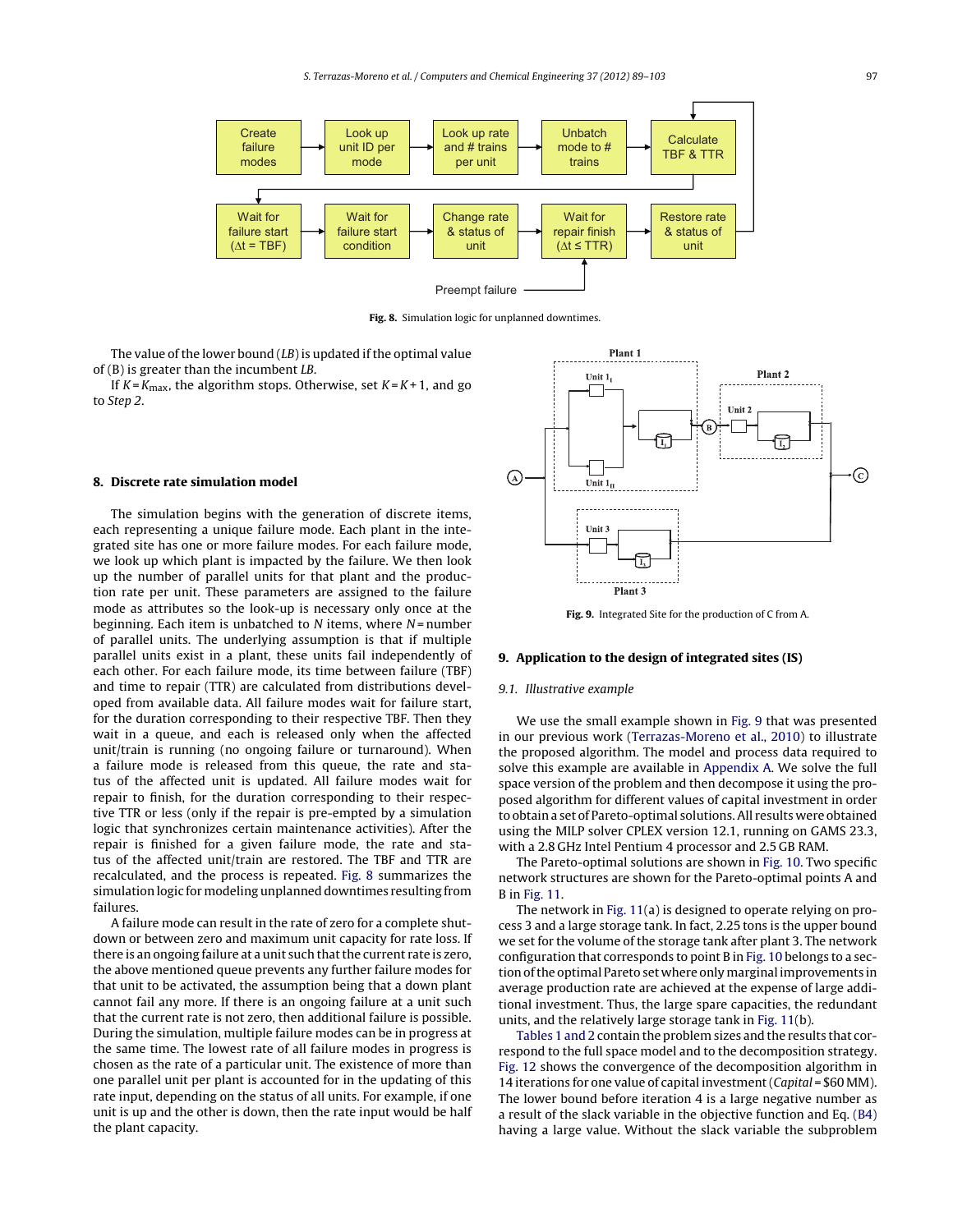Create failure modes

Look up unit ID per mode

Look up rate and # trains per unit

Unbatch mode to # trains

Calculate TBF & TTR

Wait for failure start ($\Delta t$ = TBF)

Wait for failure start condition

Change rate & status of unit

Wait for repair finish ($\Delta t \leq$ TTR)

Restore rate & status of unit

Preempt failure

**Fig. 8.** Simulation logic for unplanned downtimes.

The value of the lower bound (*LB*) is updated if the optimal value of (B) is greater than the incumbent *LB*.

If $K = K_{max}$, the algorithm stops. Otherwise, set $K = K + 1$, and go to *Step 2*.

## 8. Discrete rate simulation model

The simulation begins with the generation of discrete items, each representing a unique failure mode. Each plant in the integrated site has one or more failure modes. For each failure mode, we look up which plant is impacted by the failure. We then look up the number of parallel units for that plant and the production rate per unit. These parameters are assigned to the failure mode as attributes so the look-up is necessary only once at the beginning. Each item is unbatched to $N$ items, where $N$ = number of parallel units. The underlying assumption is that if multiple parallel units exist in a plant, these units fail independently of each other. For each failure mode, its time between failure (TBF) and time to repair (TTR) are calculated from distributions developed from available data. All failure modes wait for failure start, for the duration corresponding to their respective TBF. Then they wait in a queue, and each is released only when the affected unit/train is running (no ongoing failure or turnaround). When a failure mode is released from this queue, the rate and status of the affected unit is updated. All failure modes wait for repair to finish, for the duration corresponding to their respective TTR or less (only if the repair is pre-empted by a simulation logic that synchronizes certain maintenance activities). After the repair is finished for a given failure mode, the rate and status of the affected unit/train are restored. The TBF and TTR are recalculated, and the process is repeated. Fig. 8 summarizes the simulation logic for modeling unplanned downtimes resulting from failures.

A failure mode can result in the rate of zero for a complete shutdown or between zero and maximum unit capacity for rate loss. If there is an ongoing failure at a unit such that the current rate is zero, the above mentioned queue prevents any further failure modes for that unit to be activated, the assumption being that a down plant cannot fail any more. If there is an ongoing failure at a unit such that the current rate is not zero, then additional failure is possible. During the simulation, multiple failure modes can be in progress at the same time. The lowest rate of all failure modes in progress is chosen as the rate of a particular unit. The existence of more than one parallel unit per plant is accounted for in the updating of this rate input, depending on the status of all units. For example, if one unit is up and the other is down, then the rate input would be half the plant capacity.

Plant 1

Unit $1_I$

Unit $1_{II}$

Plant 2

Unit 2

Plant 3

Unit 3

A

B

C

$I_1$

$I_2$

$I_3$

**Fig. 9.** Integrated Site for the production of C from A.

## 9. Application to the design of integrated sites (IS)

### 9.1. Illustrative example

We use the small example shown in Fig. 9 that was presented in our previous work (Terrazas-Moreno et al., 2010) to illustrate the proposed algorithm. The model and process data required to solve this example are available in Appendix A. We solve the full space version of the problem and then decompose it using the proposed algorithm for different values of capital investment in order to obtain a set of Pareto-optimal solutions. All results were obtained using the MILP solver CPLEX version 12.1, running on GAMS 23.3, with a 2.8 GHz Intel Pentium 4 processor and 2.5 GB RAM.

The Pareto-optimal solutions are shown in Fig. 10. Two specific network structures are shown for the Pareto-optimal points A and B in Fig. 11.

The network in Fig. 11(a) is designed to operate relying on process 3 and a large storage tank. In fact, 2.25 tons is the upper bound we set for the volume of the storage tank after plant 3. The network configuration that corresponds to point B in Fig. 10 belongs to a section of the optimal Pareto set where only marginal improvements in average production rate are achieved at the expense of large additional investment. Thus, the large spare capacities, the redundant units, and the relatively large storage tank in Fig. 11(b).

Tables 1 and 2 contain the problem sizes and the results that correspond to the full space model and to the decomposition strategy. Fig. 12 shows the convergence of the decomposition algorithm in 14 iterations for one value of capital investment (*Capital* = \$60 MM). The lower bound before iteration 4 is a large negative number as a result of the slack variable in the objective function and Eq. (B4) having a large value. Without the slack variable the subproblem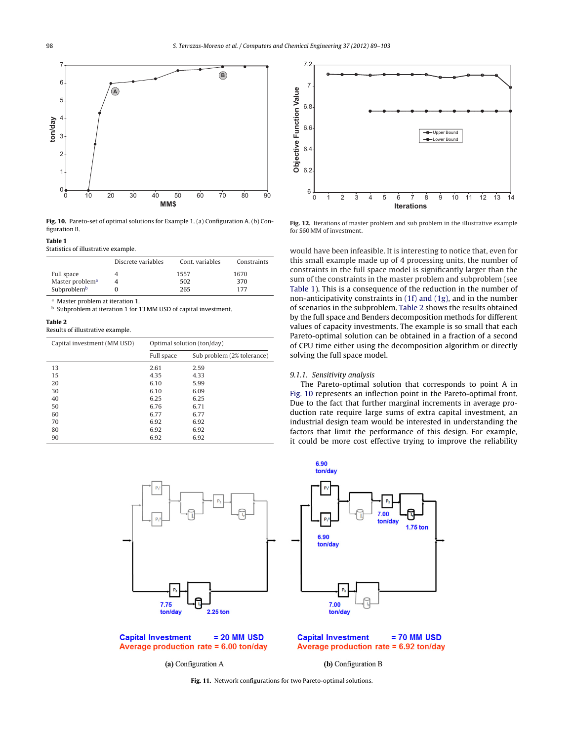Fig. 10. Pareto-set of optimal solutions for Example 1. (a) Configuration A. (b) Configuration B.

Fig. 12. Iterations of master problem and sub problem in the illustrative example for $60 MM of investment.

**Table 1**
Statistics of illustrative example.

| | Discrete variables | Cont. variables | Constraints |
|---|---|---|---|
| Full space | 4 | 1557 | 1670 |
| Master problem[a] | 4 | 502 | 370 |
| Subproblem[b] | 0 | 265 | 177 |

[a] Master problem at iteration 1.
[b] Subproblem at iteration 1 for 13 MM USD of capital investment.

**Table 2**
Results of illustrative example.

| Capital investment (MM USD) | Optimal solution (ton/day) | |
|---|---|---|
| | Full space | Sub problem (2% tolerance) |
| 13 | 2.61 | 2.59 |
| 15 | 4.35 | 4.33 |
| 20 | 6.10 | 5.99 |
| 30 | 6.10 | 6.09 |
| 40 | 6.25 | 6.25 |
| 50 | 6.76 | 6.71 |
| 60 | 6.77 | 6.77 |
| 70 | 6.92 | 6.92 |
| 80 | 6.92 | 6.92 |
| 90 | 6.92 | 6.92 |

would have been infeasible. It is interesting to notice that, even for this small example made up of 4 processing units, the number of constraints in the full space model is significantly larger than the sum of the constraints in the master problem and subproblem (see Table 1). This is a consequence of the reduction in the number of non-anticipativity constraints in (1f) and (1g), and in the number of scenarios in the subproblem. Table 2 shows the results obtained by the full space and Benders decomposition methods for different values of capacity investments. The example is so small that each Pareto-optimal solution can be obtained in a fraction of a second of CPU time either using the decomposition algorithm or directly solving the full space model.

*9.1.1. Sensitivity analysis*

The Pareto-optimal solution that corresponds to point A in Fig. 10 represents an inflection point in the Pareto-optimal front. Due to the fact that further marginal increments in average production rate require large sums of extra capital investment, an industrial design team would be interested in understanding the factors that limit the performance of this design. For example, it could be more cost effective trying to improve the reliability

(a) Configuration A

(b) Configuration B

Fig. 11. Network configurations for two Pareto-optimal solutions.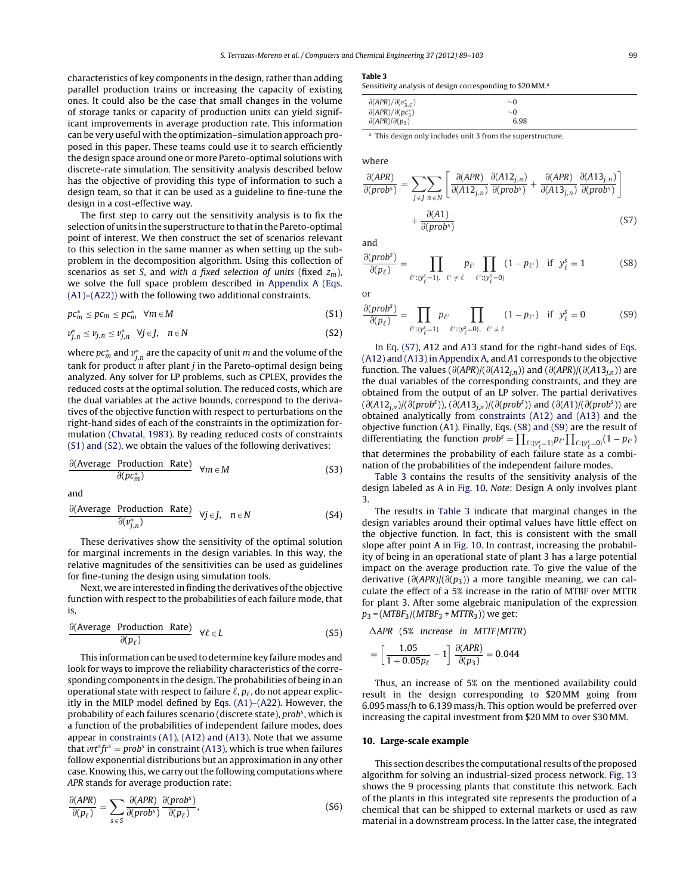characteristics of key components in the design, rather than adding parallel production trains or increasing the capacity of existing ones. It could also be the case that small changes in the volume of storage tanks or capacity of production units can yield significant improvements in average production rate. This information can be very useful with the optimization–simulation approach proposed in this paper. These teams could use it to search efficiently the design space around one or more Pareto-optimal solutions with discrete-rate simulation. The sensitivity analysis described below has the objective of providing this type of information to such a design team, so that it can be used as a guideline to fine-tune the design in a cost-effective way.

The first step to carry out the sensitivity analysis is to fix the selection of units in the superstructure to that in the Pareto-optimal point of interest. We then construct the set of scenarios relevant to this selection in the same manner as when setting up the subproblem in the decomposition algorithm. Using this collection of scenarios as set $S$, and *with a fixed selection of units* (fixed $z_m$), we solve the full space problem described in Appendix A (Eqs. (A1)–(A22)) with the following two additional constraints.

$$pc_m^* \leq pc_m \leq pc_m^* \quad \forall m \in M \tag{S1}$$

$$v_{j,n}^* \leq v_{j,n} \leq v_{j,n}^* \quad \forall j \in J, \quad n \in N \tag{S2}$$

where $pc_m^*$ and $v_{j,n}^*$ are the capacity of unit $m$ and the volume of the tank for product $n$ after plant $j$ in the Pareto-optimal design being analyzed. Any solver for LP problems, such as CPLEX, provides the reduced costs at the optimal solution. The reduced costs, which are the dual variables at the active bounds, correspond to the derivatives of the objective function with respect to perturbations on the right-hand sides of each of the constraints in the optimization formulation (Chvatal, 1983). By reading reduced costs of constraints (S1) and (S2), we obtain the values of the following derivatives:

$$\frac{\partial(\text{Average Production Rate})}{\partial(pc_m^*)} \quad \forall m \in M \tag{S3}$$

and

$$\frac{\partial(\text{Average Production Rate})}{\partial(v_{j,n}^*)} \quad \forall j \in J, \quad n \in N \tag{S4}$$

These derivatives show the sensitivity of the optimal solution for marginal increments in the design variables. In this way, the relative magnitudes of the sensitivities can be used as guidelines for fine-tuning the design using simulation tools.

Next, we are interested in finding the derivatives of the objective function with respect to the probabilities of each failure mode, that is,

$$\frac{\partial(\text{Average Production Rate})}{\partial(p_\ell)} \quad \forall \ell \in L \tag{S5}$$

This information can be used to determine key failure modes and look for ways to improve the reliability characteristics of the corresponding components in the design. The probabilities of being in an operational state with respect to failure $\ell$, $p_\ell$, do not appear explicitly in the MILP model defined by Eqs. (A1)–(A22). However, the probability of each failures scenario (discrete state), $prob^s$, which is a function of the probabilities of independent failure modes, does appear in constraints (A1), (A12) and (A13). Note that we assume that $vrt^s fr^s = prob^s$ in constraint (A13), which is true when failures follow exponential distributions but an approximation in any other case. Knowing this, we carry out the following computations where *APR* stands for average production rate:

$$\frac{\partial(APR)}{\partial(p_\ell)} = \sum_{s \in S} \frac{\partial(APR)}{\partial(prob^s)} \frac{\partial(prob^s)}{\partial(p_\ell)}, \tag{S6}$$

**Table 3**
Sensitivity analysis of design corresponding to \$20 MM.[a]

| | |
|---|---|
| $\partial(APR)/\partial(v_{3,C}^*)$ | ~0 |
| $\partial(APR)/\partial(pc_3^*)$ | ~0 |
| $\partial(APR)/\partial(p_3)$ | 6.98 |

[a] This design only includes unit 3 from the superstructure.

where

$$\frac{\partial(APR)}{\partial(prob^s)} = \sum_{j \in J} \sum_{n \in N} \left[ \frac{\partial(APR)}{\partial(A12_{j,n})} \frac{\partial(A12_{j,n})}{\partial(prob^s)} + \frac{\partial(APR)}{\partial(A13_{j,n})} \frac{\partial(A13_{j,n})}{\partial(prob^s)} \right] + \frac{\partial(A1)}{\partial(prob^s)} \tag{S7}$$

and

$$\frac{\partial(prob^s)}{\partial(p_\ell)} = \prod_{\ell' : \{y_{\ell'}^s = 1\}, \ \ell' \neq \ell} p_{\ell'} \prod_{\ell' : \{y_{\ell'}^s = 0\}} (1 - p_{\ell'}) \quad \text{if} \quad y_\ell^s = 1 \tag{S8}$$

or

$$\frac{\partial(prob^s)}{\partial(p_\ell)} = \prod_{\ell' : \{y_{\ell'}^s = 1\}} p_{\ell'} \prod_{\ell' : \{y_{\ell'}^s = 0\}, \ \ell' \neq \ell} (1 - p_{\ell'}) \quad \text{if} \quad y_\ell^s = 0 \tag{S9}$$

In Eq. (S7), $A12$ and $A13$ stand for the right-hand sides of Eqs. (A12) and (A13) in Appendix A, and $A1$ corresponds to the objective function. The values $(\partial(APR)/(\partial(A12_{j,n}))$ and $(\partial(APR)/(\partial(A13_{j,n}))$ are the dual variables of the corresponding constraints, and they are obtained from the output of an LP solver. The partial derivatives $(\partial(A12_{j,n})/(\partial(prob^s))$, $(\partial(A13_{j,n})/(\partial(prob^s))$ and $(\partial(A1)/(\partial(prob^s))$ are obtained analytically from constraints (A12) and (A13) and the objective function (A1). Finally, Eqs. (S8) and (S9) are the result of differentiating the function $prob^s = \prod_{\ell:\{y_\ell^s=1\}} p_{\ell'} \prod_{\ell:\{y_\ell^s=0\}} (1 - p_{\ell'})$ that determines the probability of each failure state as a combination of the probabilities of the independent failure modes.

Table 3 contains the results of the sensitivity analysis of the design labeled as A in Fig. 10. *Note*: Design A only involves plant 3.

The results in Table 3 indicate that marginal changes in the design variables around their optimal values have little effect on the objective function. In fact, this is consistent with the small slope after point A in Fig. 10. In contrast, increasing the probability of being in an operational state of plant 3 has a large potential impact on the average production rate. To give the value of the derivative $(\partial(APR)/(\partial(p_3))$ a more tangible meaning, we can calculate the effect of a 5% increase in the ratio of MTBF over MTTR for plant 3. After some algebraic manipulation of the expression $p_3 = (MTBF_3/(MTBF_3 + MTTR_3))$ we get:

$$\Delta APR \ \ (5\% \ \ increase \ \ in \ \ MTTF/MTTR) = \left[ \frac{1.05}{1 + 0.05 p_\ell} - 1 \right] \frac{\partial(APR)}{\partial(p_3)} = 0.044$$

Thus, an increase of 5% on the mentioned availability could result in the design corresponding to \$20 MM going from 6.095 mass/h to 6.139 mass/h. This option would be preferred over increasing the capital investment from \$20 MM to over \$30 MM.

## 10. Large-scale example

This section describes the computational results of the proposed algorithm for solving an industrial-sized process network. Fig. 13 shows the 9 processing plants that constitute this network. Each of the plants in this integrated site represents the production of a chemical that can be shipped to external markets or used as raw material in a downstream process. In the latter case, the integrated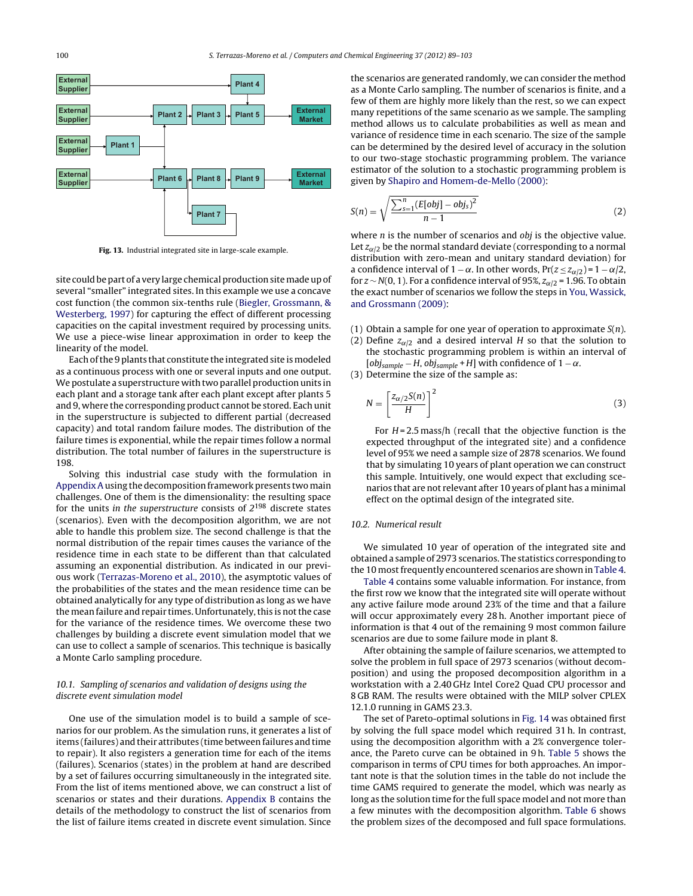Fig. 13. Industrial integrated site in large-scale example.

site could be part of a very large chemical production site made up of several "smaller" integrated sites. In this example we use a concave cost function (the common six-tenths rule (Biegler, Grossmann, & Westerberg, 1997) for capturing the effect of different processing capacities on the capital investment required by processing units. We use a piece-wise linear approximation in order to keep the linearity of the model.

Each of the 9 plants that constitute the integrated site is modeled as a continuous process with one or several inputs and one output. We postulate a superstructure with two parallel production units in each plant and a storage tank after each plant except after plants 5 and 9, where the corresponding product cannot be stored. Each unit in the superstructure is subjected to different partial (decreased capacity) and total random failure modes. The distribution of the failure times is exponential, while the repair times follow a normal distribution. The total number of failures in the superstructure is 198.

Solving this industrial case study with the formulation in Appendix A using the decomposition framework presents two main challenges. One of them is the dimensionality: the resulting space for the units *in the superstructure* consists of $2^{198}$ discrete states (scenarios). Even with the decomposition algorithm, we are not able to handle this problem size. The second challenge is that the normal distribution of the repair times causes the variance of the residence time in each state to be different than that calculated assuming an exponential distribution. As indicated in our previous work (Terrazas-Moreno et al., 2010), the asymptotic values of the probabilities of the states and the mean residence time can be obtained analytically for any type of distribution as long as we have the mean failure and repair times. Unfortunately, this is not the case for the variance of the residence times. We overcome these two challenges by building a discrete event simulation model that we can use to collect a sample of scenarios. This technique is basically a Monte Carlo sampling procedure.

### 10.1. Sampling of scenarios and validation of designs using the discrete event simulation model

One use of the simulation model is to build a sample of scenarios for our problem. As the simulation runs, it generates a list of items (failures) and their attributes (time between failures and time to repair). It also registers a generation time for each of the items (failures). Scenarios (states) in the problem at hand are described by a set of failures occurring simultaneously in the integrated site. From the list of items mentioned above, we can construct a list of scenarios or states and their durations. Appendix B contains the details of the methodology to construct the list of scenarios from the list of failure items created in discrete event simulation. Since the scenarios are generated randomly, we can consider the method as a Monte Carlo sampling. The number of scenarios is finite, and a few of them are highly more likely than the rest, so we can expect many repetitions of the same scenario as we sample. The sampling method allows us to calculate probabilities as well as mean and variance of residence time in each scenario. The size of the sample can be determined by the desired level of accuracy in the solution to our two-stage stochastic programming problem. The variance estimator of the solution to a stochastic programming problem is given by Shapiro and Homem-de-Mello (2000):

$$S(n) = \sqrt{\frac{\sum_{s=1}^{n}(E[obj] - obj_s)^2}{n-1}} \tag{2}$$

where $n$ is the number of scenarios and $obj$ is the objective value. Let $z_{\alpha/2}$ be the normal standard deviate (corresponding to a normal distribution with zero-mean and unitary standard deviation) for a confidence interval of $1-\alpha$. In other words, $\Pr(z \le z_{\alpha/2}) = 1-\alpha/2$, for $z \sim N(0, 1)$. For a confidence interval of 95%, $z_{\alpha/2} = 1.96$. To obtain the exact number of scenarios we follow the steps in You, Wassick, and Grossmann (2009):

1. Obtain a sample for one year of operation to approximate $S(n)$.
2. Define $z_{\alpha/2}$ and a desired interval $H$ so that the solution to the stochastic programming problem is within an interval of $[obj_{sample} - H, obj_{sample} + H]$ with confidence of $1-\alpha$.
3. Determine the size of the sample as:

$$N = \left[\frac{z_{\alpha/2} S(n)}{H}\right]^2 \tag{3}$$

For $H = 2.5$ mass/h (recall that the objective function is the expected throughput of the integrated site) and a confidence level of 95% we need a sample size of 2878 scenarios. We found that by simulating 10 years of plant operation we can construct this sample. Intuitively, one would expect that excluding scenarios that are not relevant after 10 years of plant has a minimal effect on the optimal design of the integrated site.

### 10.2. Numerical result

We simulated 10 year of operation of the integrated site and obtained a sample of 2973 scenarios. The statistics corresponding to the 10 most frequently encountered scenarios are shown in Table 4. Table 4 contains some valuable information. For instance, from the first row we know that the integrated site will operate without any active failure mode around 23% of the time and that a failure will occur approximately every 28 h. Another important piece of information is that 4 out of the remaining 9 most common failure scenarios are due to some failure mode in plant 8.

After obtaining the sample of failure scenarios, we attempted to solve the problem in full space of 2973 scenarios (without decomposition) and using the proposed decomposition algorithm in a workstation with a 2.40 GHz Intel Core2 Quad CPU processor and 8 GB RAM. The results were obtained with the MILP solver CPLEX 12.1.0 running in GAMS 23.3.

The set of Pareto-optimal solutions in Fig. 14 was obtained first by solving the full space model which required 31 h. In contrast, using the decomposition algorithm with a 2% convergence tolerance, the Pareto curve can be obtained in 9 h. Table 5 shows the comparison in terms of CPU times for both approaches. An important note is that the solution times in the table do not include the time GAMS required to generate the model, which was nearly as long as the solution time for the full space model and not more than a few minutes with the decomposition algorithm. Table 6 shows the problem sizes of the decomposed and full space formulations.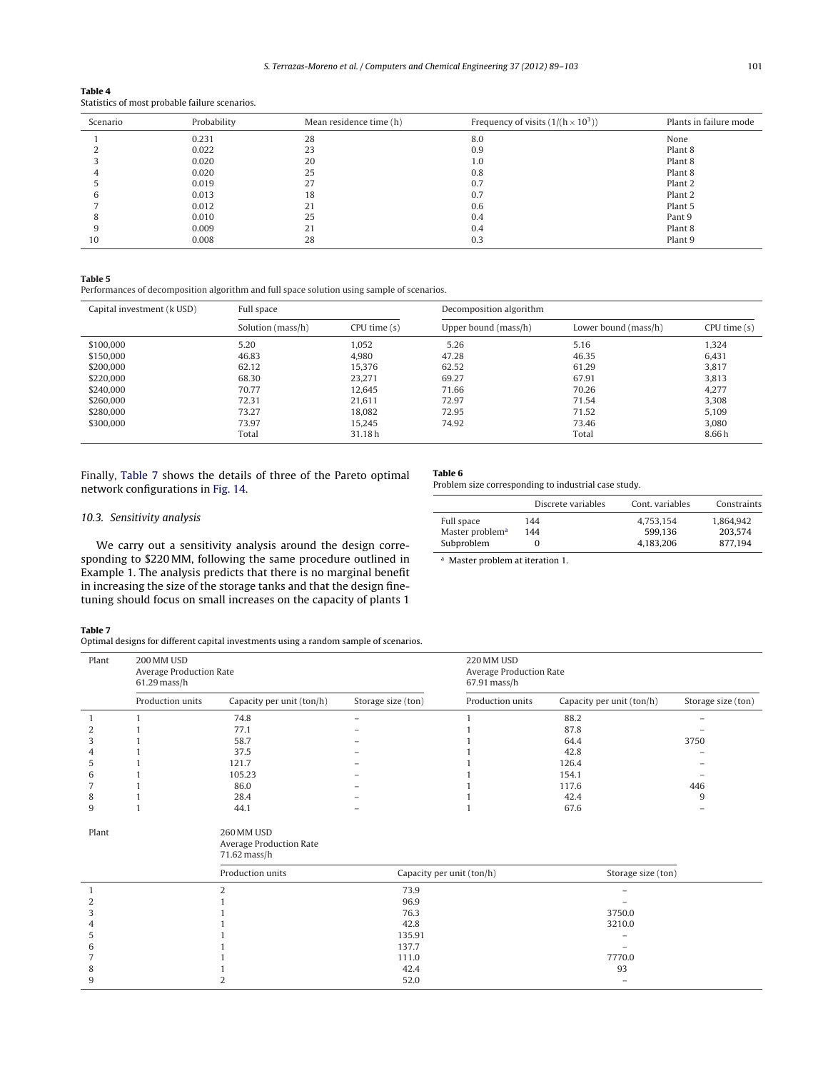**Table 4**
Statistics of most probable failure scenarios.

| Scenario | Probability | Mean residence time (h) | Frequency of visits $(1/(h \times 10^3))$ | Plants in failure mode |
|---|---|---|---|---|
| 1 | 0.231 | 28 | 8.0 | None |
| 2 | 0.022 | 23 | 0.9 | Plant 8 |
| 3 | 0.020 | 20 | 1.0 | Plant 8 |
| 4 | 0.020 | 25 | 0.8 | Plant 8 |
| 5 | 0.019 | 27 | 0.7 | Plant 2 |
| 6 | 0.013 | 18 | 0.7 | Plant 2 |
| 7 | 0.012 | 21 | 0.6 | Plant 5 |
| 8 | 0.010 | 25 | 0.4 | Pant 9 |
| 9 | 0.009 | 21 | 0.4 | Plant 8 |
| 10 | 0.008 | 28 | 0.3 | Plant 9 |

**Table 5**
Performances of decomposition algorithm and full space solution using sample of scenarios.

| Capital investment (k USD) | Full space | | Decomposition algorithm | | |
|---|---|---|---|---|---|
| | Solution (mass/h) | CPU time (s) | Upper bound (mass/h) | Lower bound (mass/h) | CPU time (s) |
| $100,000 | 5.20 | 1,052 | 5.26 | 5.16 | 1,324 |
| $150,000 | 46.83 | 4,980 | 47.28 | 46.35 | 6,431 |
| $200,000 | 62.12 | 15,376 | 62.52 | 61.29 | 3,817 |
| $220,000 | 68.30 | 23,271 | 69.27 | 67.91 | 3,813 |
| $240,000 | 70.77 | 12,645 | 71.66 | 70.26 | 4,277 |
| $260,000 | 72.31 | 21,611 | 72.97 | 71.54 | 3,308 |
| $280,000 | 73.27 | 18,082 | 72.95 | 71.52 | 5,109 |
| $300,000 | 73.97 | 15,245 | 74.92 | 73.46 | 3,080 |
| | Total | 31.18 h | | Total | 8.66 h |

Finally, Table 7 shows the details of three of the Pareto optimal network configurations in Fig. 14.

### 10.3. Sensitivity analysis

We carry out a sensitivity analysis around the design corresponding to \$220 MM, following the same procedure outlined in Example 1. The analysis predicts that there is no marginal benefit in increasing the size of the storage tanks and that the design fine-tuning should focus on small increases on the capacity of plants 1

**Table 6**
Problem size corresponding to industrial case study.

| | Discrete variables | Cont. variables | Constraints |
|---|---|---|---|
| Full space | 144 | 4,753,154 | 1,864,942 |
| Master problem[a] | 144 | 599,136 | 203,574 |
| Subproblem | 0 | 4,183,206 | 877,194 |

[a] Master problem at iteration 1.

**Table 7**
Optimal designs for different capital investments using a random sample of scenarios.

| Plant | 200 MM USD Average Production Rate 61.29 mass/h | | | 220 MM USD Average Production Rate 67.91 mass/h | | |
|---|---|---|---|---|---|---|
| | Production units | Capacity per unit (ton/h) | Storage size (ton) | Production units | Capacity per unit (ton/h) | Storage size (ton) |
| 1 | 1 | 74.8 | – | 1 | 88.2 | – |
| 2 | 1 | 77.1 | – | 1 | 87.8 | – |
| 3 | 1 | 58.7 | – | 1 | 64.4 | 3750 |
| 4 | 1 | 37.5 | – | 1 | 42.8 | – |
| 5 | 1 | 121.7 | – | 1 | 126.4 | – |
| 6 | 1 | 105.23 | – | 1 | 154.1 | – |
| 7 | 1 | 86.0 | – | 1 | 117.6 | 446 |
| 8 | 1 | 28.4 | – | 1 | 42.4 | 9 |
| 9 | 1 | 44.1 | – | 1 | 67.6 | – |

| Plant | 260 MM USD Average Production Rate 71.62 mass/h | | |
|---|---|---|---|
| | Production units | Capacity per unit (ton/h) | Storage size (ton) |
| 1 | 2 | 73.9 | – |
| 2 | 1 | 96.9 | – |
| 3 | 1 | 76.3 | 3750.0 |
| 4 | 1 | 42.8 | 3210.0 |
| 5 | 1 | 135.91 | – |
| 6 | 1 | 137.7 | – |
| 7 | 1 | 111.0 | 7770.0 |
| 8 | 1 | 42.4 | 93 |
| 9 | 2 | 52.0 | – |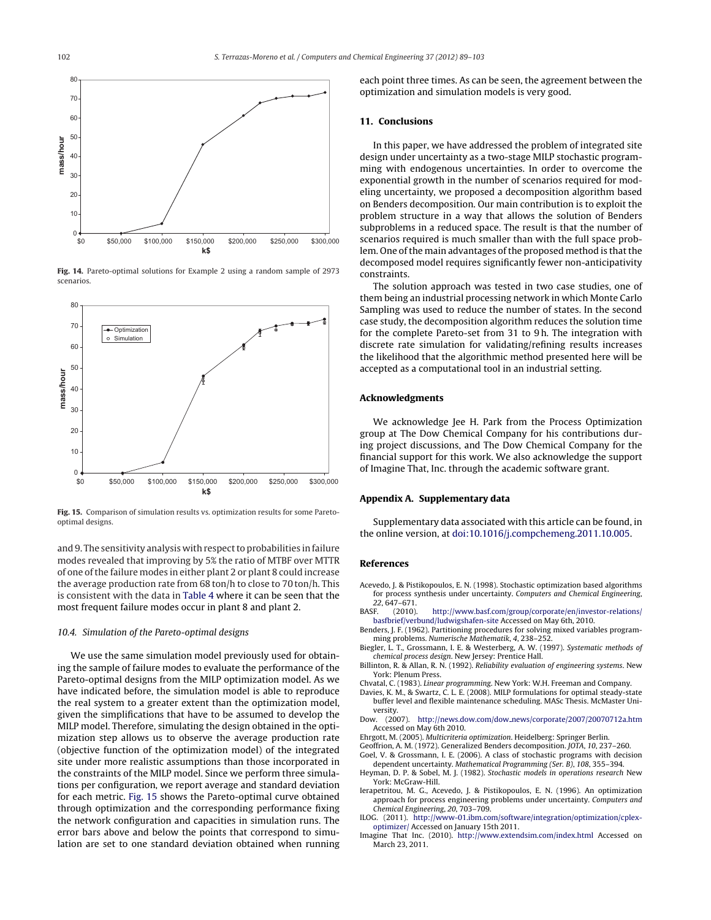Fig. 14. Pareto-optimal solutions for Example 2 using a random sample of 2973 scenarios.

Fig. 15. Comparison of simulation results vs. optimization results for some Pareto-optimal designs.

and 9. The sensitivity analysis with respect to probabilities in failure modes revealed that improving by 5% the ratio of MTBF over MTTR of one of the failure modes in either plant 2 or plant 8 could increase the average production rate from 68 ton/h to close to 70 ton/h. This is consistent with the data in Table 4 where it can be seen that the most frequent failure modes occur in plant 8 and plant 2.

### 10.4. Simulation of the Pareto-optimal designs

We use the same simulation model previously used for obtaining the sample of failure modes to evaluate the performance of the Pareto-optimal designs from the MILP optimization model. As we have indicated before, the simulation model is able to reproduce the real system to a greater extent than the optimization model, given the simplifications that have to be assumed to develop the MILP model. Therefore, simulating the design obtained in the optimization step allows us to observe the average production rate (objective function of the optimization model) of the integrated site under more realistic assumptions than those incorporated in the constraints of the MILP model. Since we perform three simulations per configuration, we report average and standard deviation for each metric. Fig. 15 shows the Pareto-optimal curve obtained through optimization and the corresponding performance fixing the network configuration and capacities in simulation runs. The error bars above and below the points that correspond to simulation are set to one standard deviation obtained when running each point three times. As can be seen, the agreement between the optimization and simulation models is very good.

## 11. Conclusions

In this paper, we have addressed the problem of integrated site design under uncertainty as a two-stage MILP stochastic programming with endogenous uncertainties. In order to overcome the exponential growth in the number of scenarios required for modeling uncertainty, we proposed a decomposition algorithm based on Benders decomposition. Our main contribution is to exploit the problem structure in a way that allows the solution of Benders subproblems in a reduced space. The result is that the number of scenarios required is much smaller than with the full space problem. One of the main advantages of the proposed method is that the decomposed model requires significantly fewer non-anticipativity constraints.

The solution approach was tested in two case studies, one of them being an industrial processing network in which Monte Carlo Sampling was used to reduce the number of states. In the second case study, the decomposition algorithm reduces the solution time for the complete Pareto-set from 31 to 9 h. The integration with discrete rate simulation for validating/refining results increases the likelihood that the algorithmic method presented here will be accepted as a computational tool in an industrial setting.

## Acknowledgments

We acknowledge Jee H. Park from the Process Optimization group at The Dow Chemical Company for his contributions during project discussions, and The Dow Chemical Company for the financial support for this work. We also acknowledge the support of Imagine That, Inc. through the academic software grant.

## Appendix A. Supplementary data

Supplementary data associated with this article can be found, in the online version, at doi:10.1016/j.compchemeng.2011.10.005.

## References

Acevedo, J. & Pistikopoulos, E. N. (1998). Stochastic optimization based algorithms for process synthesis under uncertainty. *Computers and Chemical Engineering*, *22*, 647–671.

BASF. (2010). http://www.basf.com/group/corporate/en/investor-relations/basfbrief/verbund/ludwigshafen-site Accessed on May 6th, 2010.

Benders, J. F. (1962). Partitioning procedures for solving mixed variables programming problems. *Numerische Mathematik*, *4*, 238–252.

Biegler, L. T., Grossmann, I. E. & Westerberg, A. W. (1997). *Systematic methods of chemical process design*. New Jersey: Prentice Hall.

Billinton, R. & Allan, R. N. (1992). *Reliability evaluation of engineering systems*. New York: Plenum Press.

Chvatal, C. (1983). *Linear programming*. New York: W.H. Freeman and Company.

Davies, K. M., & Swartz, C. L. E. (2008). MILP formulations for optimal steady-state buffer level and flexible maintenance scheduling. MASc Thesis. McMaster University.

Dow. (2007). http://news.dow.com/dow_news/corporate/2007/20070712a.htm Accessed on May 6th 2010.

Ehrgott, M. (2005). *Multicriteria optimization*. Heidelberg: Springer Berlin.

Geoffrion, A. M. (1972). Generalized Benders decomposition. *JOTA*, *10*, 237–260.

Goel, V. & Grossmann, I. E. (2006). A class of stochastic programs with decision dependent uncertainty. *Mathematical Programming (Ser. B)*, *108*, 355–394.

Heyman, D. P. & Sobel, M. J. (1982). *Stochastic models in operations research* New York: McGraw-Hill.

Ierapetritou, M. G., Acevedo, J. & Pistikopoulos, E. N. (1996). An optimization approach for process engineering problems under uncertainty. *Computers and Chemical Engineering*, *20*, 703–709.

ILOG. (2011). http://www-01.ibm.com/software/integration/optimization/cplex-optimizer/ Accessed on January 15th 2011.

Imagine That Inc. (2010). http://www.extendsim.com/index.html Accessed on March 23, 2011.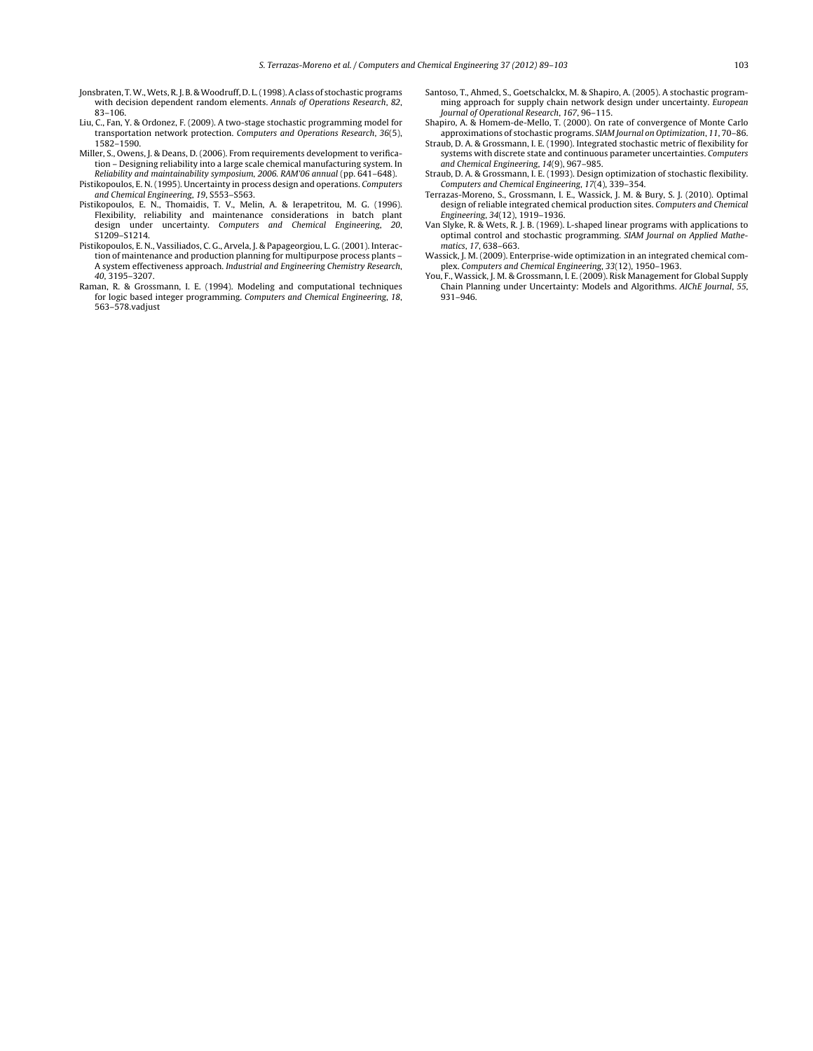Jonsbraten, T. W., Wets, R. J. B. & Woodruff, D. L. (1998). A class of stochastic programs with decision dependent random elements. *Annals of Operations Research*, *82*, 83–106.

Liu, C., Fan, Y. & Ordonez, F. (2009). A two-stage stochastic programming model for transportation network protection. *Computers and Operations Research*, *36*(5), 1582–1590.

Miller, S., Owens, J. & Deans, D. (2006). From requirements development to verification – Designing reliability into a large scale chemical manufacturing system. In *Reliability and maintainability symposium, 2006. RAM'06 annual* (pp. 641–648).

Pistikopoulos, E. N. (1995). Uncertainty in process design and operations. *Computers and Chemical Engineering*, *19*, S553–S563.

Pistikopoulos, E. N., Thomaidis, T. V., Melin, A. & Ierapetritou, M. G. (1996). Flexibility, reliability and maintenance considerations in batch plant design under uncertainty. *Computers and Chemical Engineering*, *20*, S1209–S1214.

Pistikopoulos, E. N., Vassiliados, C. G., Arvela, J. & Papageorgiou, L. G. (2001). Interaction of maintenance and production planning for multipurpose process plants – A system effectiveness approach. *Industrial and Engineering Chemistry Research*, *40*, 3195–3207.

Raman, R. & Grossmann, I. E. (1994). Modeling and computational techniques for logic based integer programming. *Computers and Chemical Engineering*, *18*, 563–578.vadjust

Santoso, T., Ahmed, S., Goetschalckx, M. & Shapiro, A. (2005). A stochastic programming approach for supply chain network design under uncertainty. *European Journal of Operational Research*, *167*, 96–115.

Shapiro, A. & Homem-de-Mello, T. (2000). On rate of convergence of Monte Carlo approximations of stochastic programs. *SIAM Journal on Optimization*, *11*, 70–86.

Straub, D. A. & Grossmann, I. E. (1990). Integrated stochastic metric of flexibility for systems with discrete state and continuous parameter uncertainties. *Computers and Chemical Engineering*, *14*(9), 967–985.

Straub, D. A. & Grossmann, I. E. (1993). Design optimization of stochastic flexibility. *Computers and Chemical Engineering*, *17*(4), 339–354.

Terrazas-Moreno, S., Grossmann, I. E., Wassick, J. M. & Bury, S. J. (2010). Optimal design of reliable integrated chemical production sites. *Computers and Chemical Engineering*, *34*(12), 1919–1936.

Van Slyke, R. & Wets, R. J. B. (1969). L-shaped linear programs with applications to optimal control and stochastic programming. *SIAM Journal on Applied Mathematics*, *17*, 638–663.

Wassick, J. M. (2009). Enterprise-wide optimization in an integrated chemical complex. *Computers and Chemical Engineering*, *33*(12), 1950–1963.

You, F., Wassick, J. M. & Grossmann, I. E. (2009). Risk Management for Global Supply Chain Planning under Uncertainty: Models and Algorithms. *AIChE Journal*, *55*, 931–946.